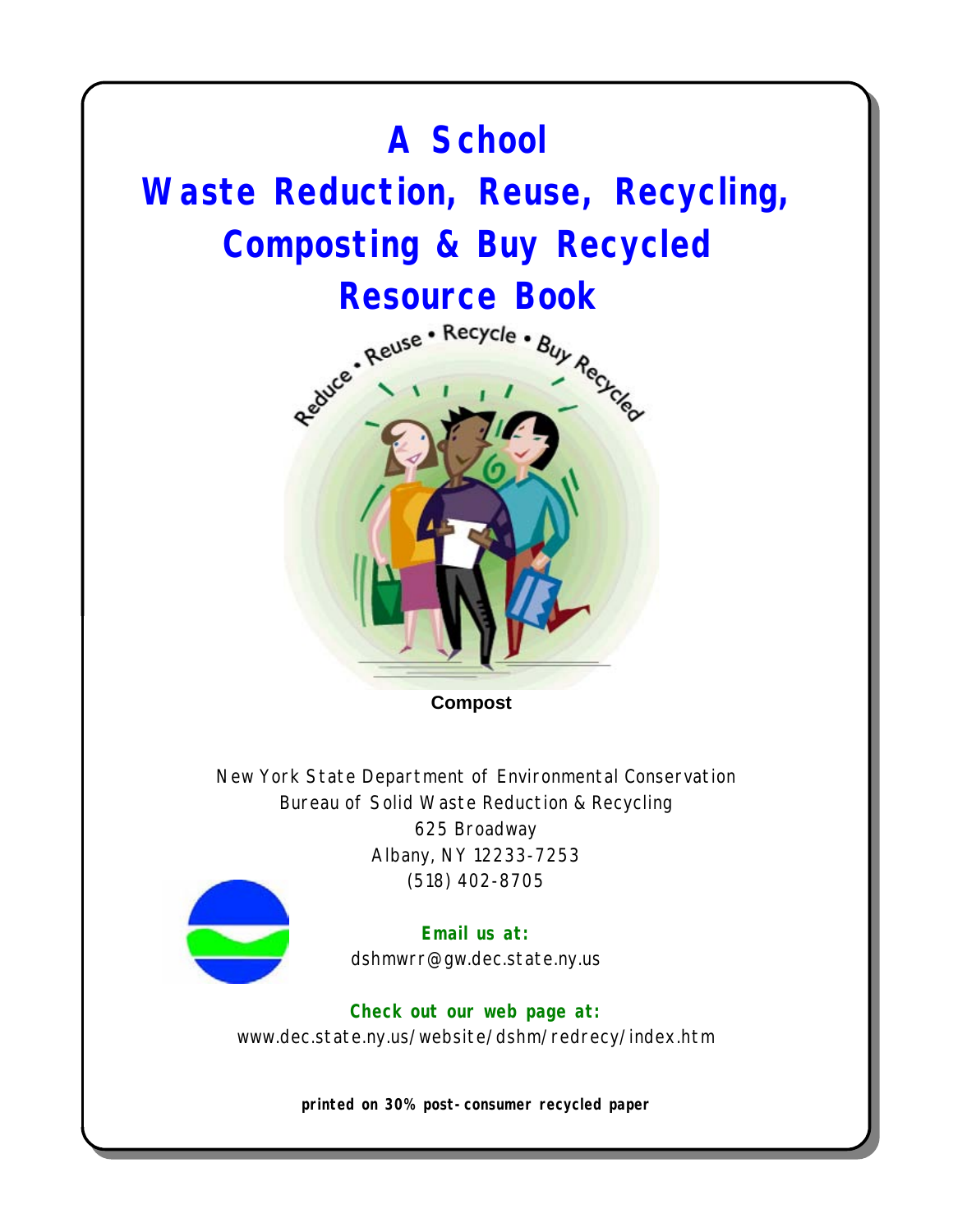# A School Waste Reduction, Reuse, Recycling, Composting & Buy Recycled Resource Book

Reduce • Reuse • Recycle • Buy Recycled

**Compost**

New York State Department of Environmental Conservation
Bureau of Solid Waste Reduction & Recycling
625 Broadway
Albany, NY 12233-7253
(518) 402-8705

**Email us at:**
dshmwrr@gw.dec.state.ny.us

**Check out our web page at:**
www.dec.state.ny.us/website/dshm/redrecy/index.htm

**printed on 30% post-consumer recycled paper**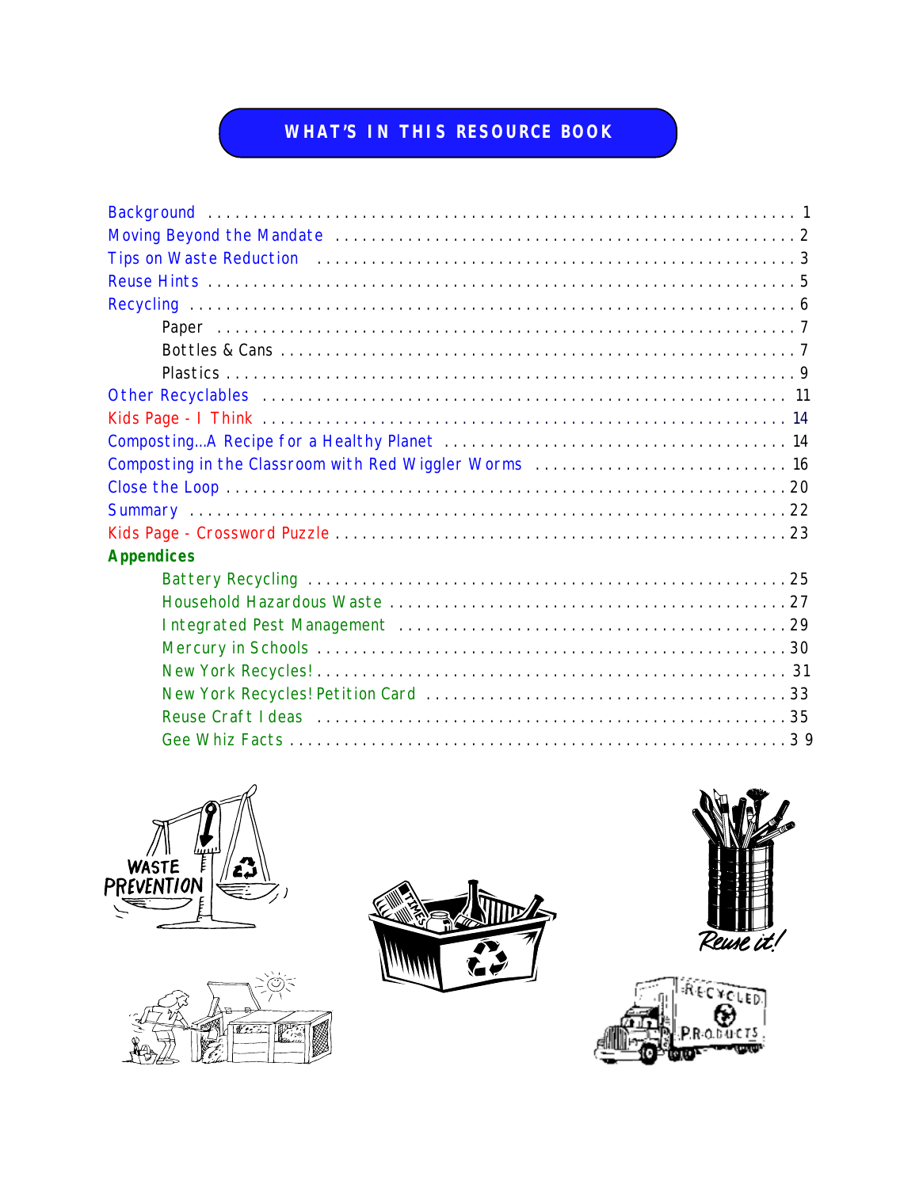# WHAT'S IN THIS RESOURCE BOOK

| | |
|---|---|
| Background | 1 |
| Moving Beyond the Mandate | 2 |
| Tips on Waste Reduction | 3 |
| Reuse Hints | 5 |
| Recycling | 6 |
| Paper | 7 |
| Bottles & Cans | 7 |
| Plastics | 9 |
| Other Recyclables | 11 |
| Kids Page - I Think | 14 |
| Composting…A Recipe for a Healthy Planet | 14 |
| Composting in the Classroom with Red Wiggler Worms | 16 |
| Close the Loop | 20 |
| Summary | 22 |
| Kids Page - Crossword Puzzle | 23 |
| **Appendices** | |
| Battery Recycling | 25 |
| Household Hazardous Waste | 27 |
| Integrated Pest Management | 29 |
| Mercury in Schools | 30 |
| New York Recycles! | 31 |
| New York Recycles! Petition Card | 33 |
| Reuse Craft Ideas | 35 |
| Gee Whiz Facts | 39 |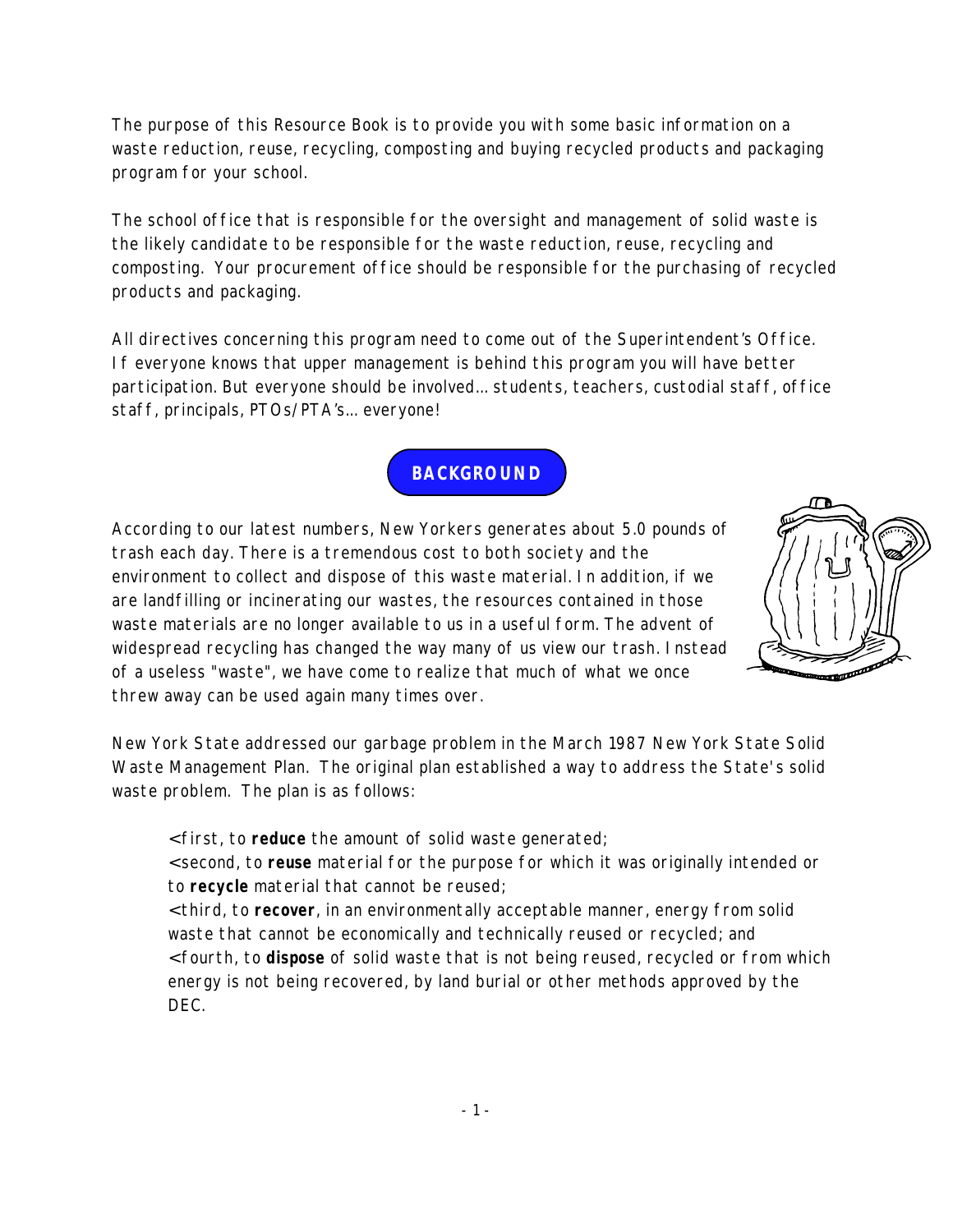The purpose of this Resource Book is to provide you with some basic information on a waste reduction, reuse, recycling, composting and buying recycled products and packaging program for your school.

The school office that is responsible for the oversight and management of solid waste is the likely candidate to be responsible for the waste reduction, reuse, recycling and composting. Your procurement office should be responsible for the purchasing of recycled products and packaging.

All directives concerning this program need to come out of the Superintendent's Office. If everyone knows that upper management is behind this program you will have better participation. But everyone should be involved... students, teachers, custodial staff, office staff, principals, PTOs/PTA's... everyone!

## BACKGROUND

According to our latest numbers, New Yorkers generates about 5.0 pounds of trash each day. There is a tremendous cost to both society and the environment to collect and dispose of this waste material. In addition, if we are landfilling or incinerating our wastes, the resources contained in those waste materials are no longer available to us in a useful form. The advent of widespread recycling has changed the way many of us view our trash. Instead of a useless "waste", we have come to realize that much of what we once threw away can be used again many times over.

New York State addressed our garbage problem in the March 1987 New York State Solid Waste Management Plan. The original plan established a way to address the State's solid waste problem. The plan is as follows:

- first, to **reduce** the amount of solid waste generated;
- second, to **reuse** material for the purpose for which it was originally intended or to **recycle** material that cannot be reused;
- third, to **recover**, in an environmentally acceptable manner, energy from solid waste that cannot be economically and technically reused or recycled; and
- fourth, to **dispose** of solid waste that is not being reused, recycled or from which energy is not being recovered, by land burial or other methods approved by the DEC.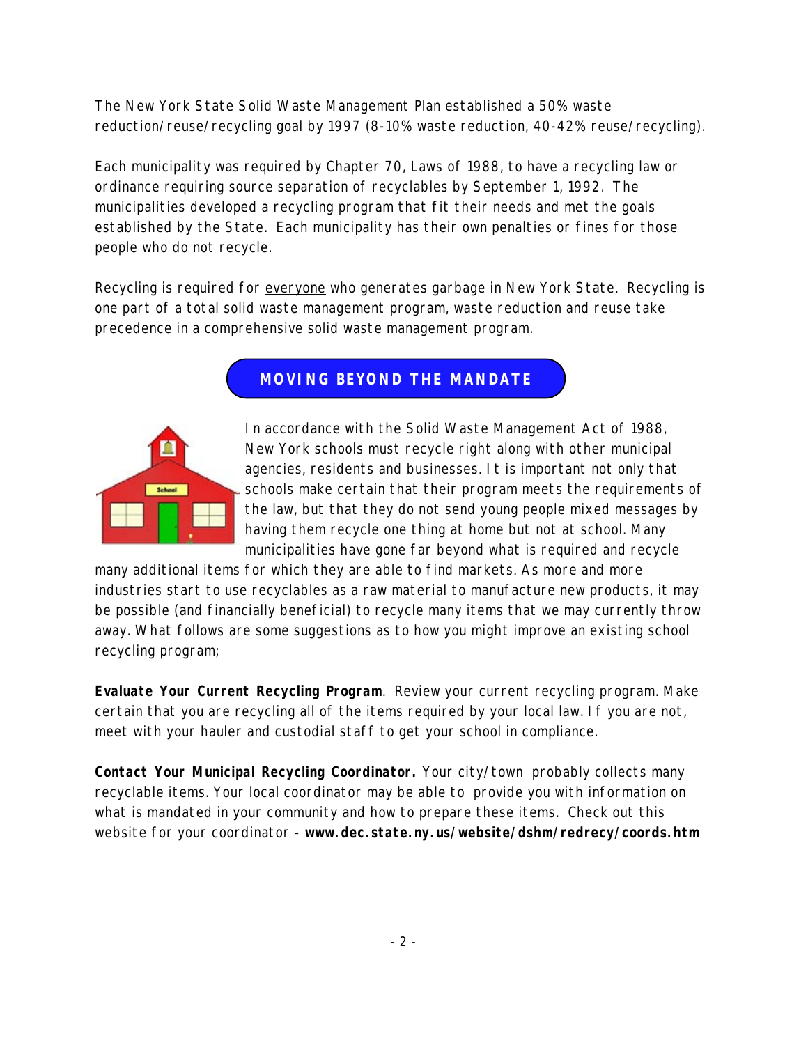The New York State Solid Waste Management Plan established a 50% waste reduction/reuse/recycling goal by 1997 (8-10% waste reduction, 40-42% reuse/recycling).

Each municipality was required by Chapter 70, Laws of 1988, to have a recycling law or ordinance requiring source separation of recyclables by September 1, 1992. The municipalities developed a recycling program that fit their needs and met the goals established by the State. Each municipality has their own penalties or fines for those people who do not recycle.

Recycling is required for <u>everyone</u> who generates garbage in New York State. Recycling is one part of a total solid waste management program, waste reduction and reuse take precedence in a comprehensive solid waste management program.

## MOVING BEYOND THE MANDATE

In accordance with the Solid Waste Management Act of 1988, New York schools must recycle right along with other municipal agencies, residents and businesses. It is important not only that schools make certain that their program meets the requirements of the law, but that they do not send young people mixed messages by having them recycle one thing at home but not at school. Many municipalities have gone far beyond what is required and recycle many additional items for which they are able to find markets. As more and more industries start to use recyclables as a raw material to manufacture new products, it may be possible (and financially beneficial) to recycle many items that we may currently throw away. What follows are some suggestions as to how you might improve an existing school recycling program;

***Evaluate Your Current Recycling Program***. Review your current recycling program. Make certain that you are recycling all of the items required by your local law. If you are not, meet with your hauler and custodial staff to get your school in compliance.

**Contact Your Municipal Recycling Coordinator.** Your city/town probably collects many recyclable items. Your local coordinator may be able to provide you with information on what is mandated in your community and how to prepare these items. Check out this website for your coordinator - **www.dec.state.ny.us/website/dshm/redrecy/coords.htm**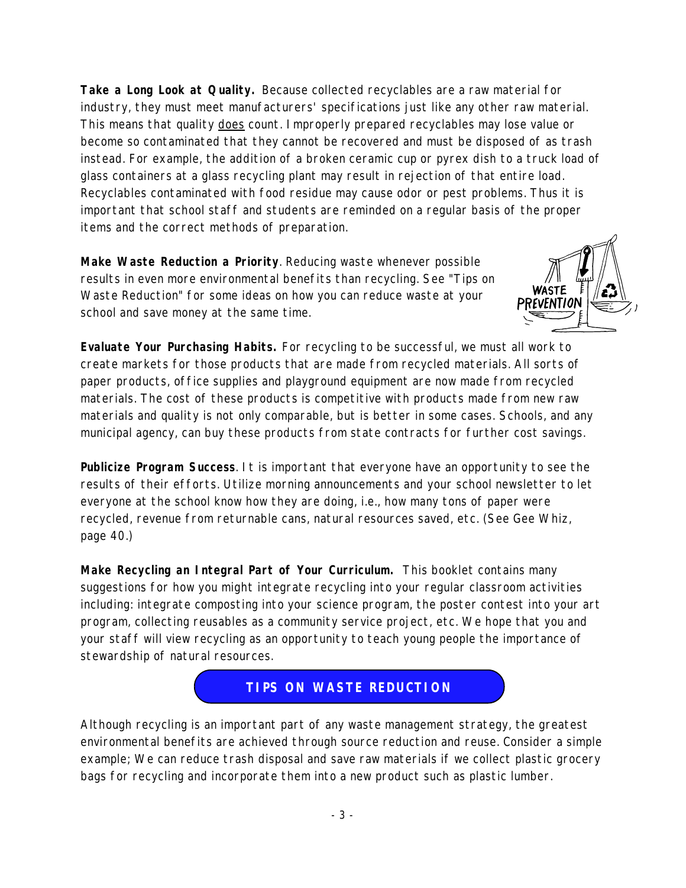**Take a Long Look at Quality.** Because collected recyclables are a raw material for industry, they must meet manufacturers' specifications just like any other raw material. This means that quality does count. Improperly prepared recyclables may lose value or become so contaminated that they cannot be recovered and must be disposed of as trash instead. For example, the addition of a broken ceramic cup or pyrex dish to a truck load of glass containers at a glass recycling plant may result in rejection of that entire load. Recyclables contaminated with food residue may cause odor or pest problems. Thus it is important that school staff and students are reminded on a regular basis of the proper items and the correct methods of preparation.

**Make Waste Reduction a Priority**. Reducing waste whenever possible results in even more environmental benefits than recycling. See "Tips on Waste Reduction" for some ideas on how you can reduce waste at your school and save money at the same time.

**Evaluate Your Purchasing Habits.** For recycling to be successful, we must all work to create markets for those products that are made from recycled materials. All sorts of paper products, office supplies and playground equipment are now made from recycled materials. The cost of these products is competitive with products made from new raw materials and quality is not only comparable, but is better in some cases. Schools, and any municipal agency, can buy these products from state contracts for further cost savings.

**Publicize Program Success**. It is important that everyone have an opportunity to see the results of their efforts. Utilize morning announcements and your school newsletter to let everyone at the school know how they are doing, i.e., how many tons of paper were recycled, revenue from returnable cans, natural resources saved, etc. (See Gee Whiz, page 40.)

**Make Recycling an Integral Part of Your Curriculum.** This booklet contains many suggestions for how you might integrate recycling into your regular classroom activities including: integrate composting into your science program, the poster contest into your art program, collecting reusables as a community service project, etc. We hope that you and your staff will view recycling as an opportunity to teach young people the importance of stewardship of natural resources.

## TIPS ON WASTE REDUCTION

Although recycling is an important part of any waste management strategy, the greatest environmental benefits are achieved through source reduction and reuse. Consider a simple example; We can reduce trash disposal and save raw materials if we collect plastic grocery bags for recycling and incorporate them into a new product such as plastic lumber.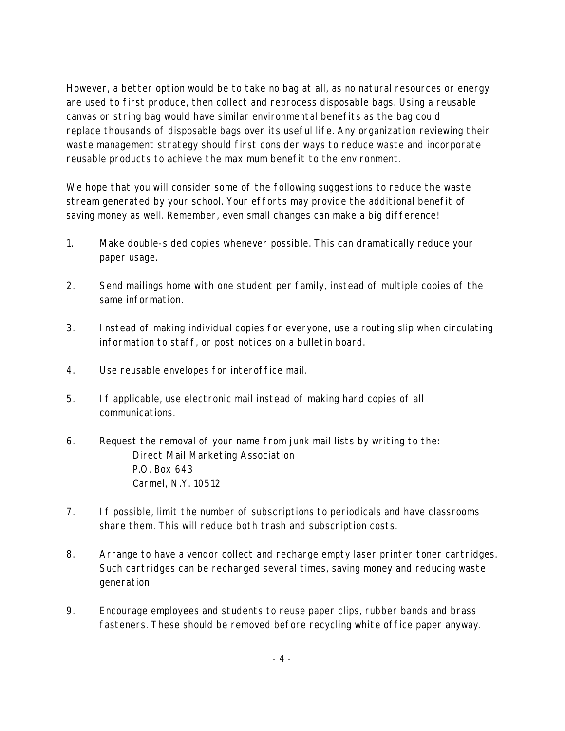However, a better option would be to take no bag at all, as no natural resources or energy are used to first produce, then collect and reprocess disposable bags. Using a reusable canvas or string bag would have similar environmental benefits as the bag could replace thousands of disposable bags over its useful life. Any organization reviewing their waste management strategy should first consider ways to reduce waste and incorporate reusable products to achieve the maximum benefit to the environment.

We hope that you will consider some of the following suggestions to reduce the waste stream generated by your school. Your efforts may provide the additional benefit of saving money as well. Remember, even small changes can make a big difference!

1. Make double-sided copies whenever possible. This can dramatically reduce your paper usage.

2. Send mailings home with one student per family, instead of multiple copies of the same information.

3. Instead of making individual copies for everyone, use a routing slip when circulating information to staff, or post notices on a bulletin board.

4. Use reusable envelopes for interoffice mail.

5. If applicable, use electronic mail instead of making hard copies of all communications.

6. Request the removal of your name from junk mail lists by writing to the:
   Direct Mail Marketing Association
   P.O. Box 643
   Carmel, N.Y. 10512

7. If possible, limit the number of subscriptions to periodicals and have classrooms share them. This will reduce both trash and subscription costs.

8. Arrange to have a vendor collect and recharge empty laser printer toner cartridges. Such cartridges can be recharged several times, saving money and reducing waste generation.

9. Encourage employees and students to reuse paper clips, rubber bands and brass fasteners. These should be removed before recycling white office paper anyway.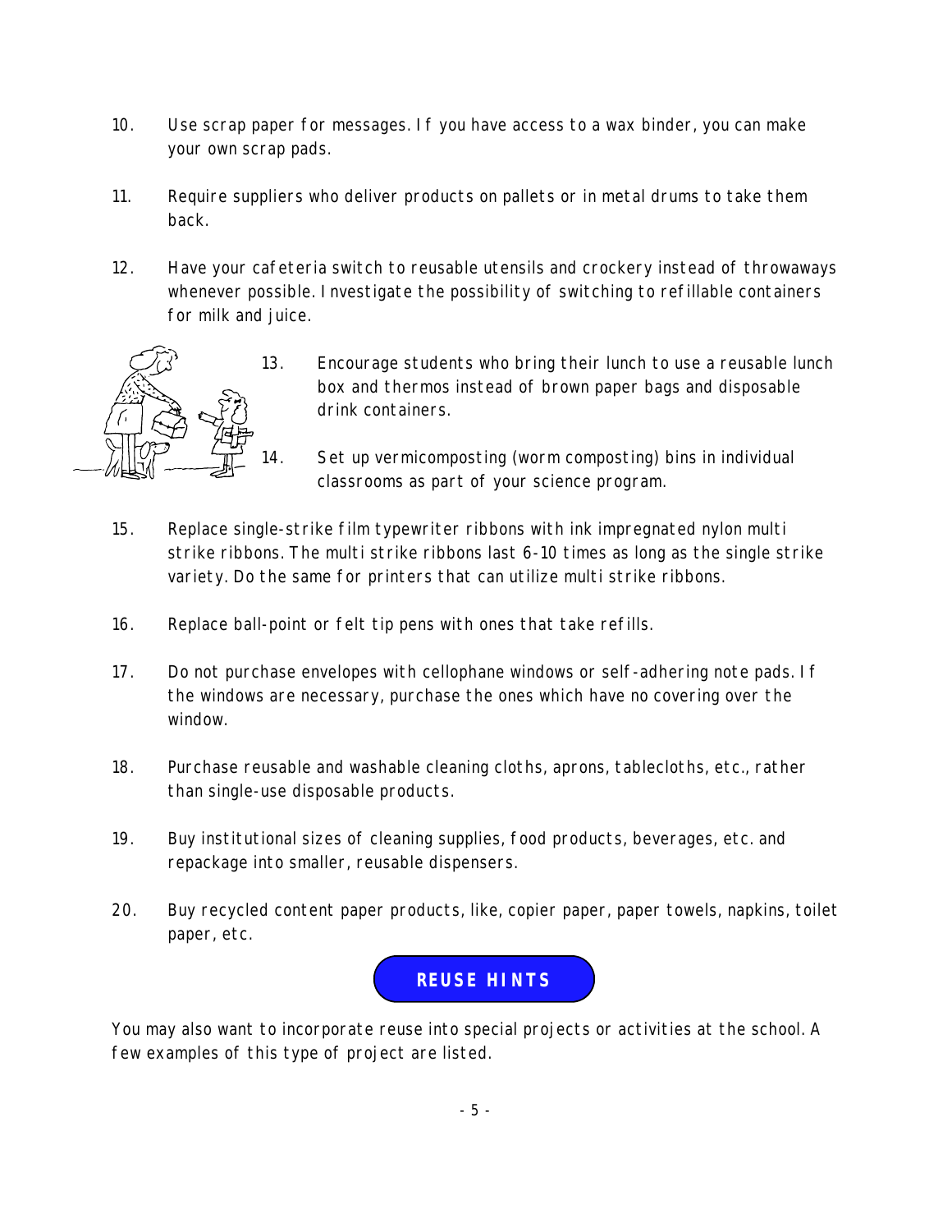10. Use scrap paper for messages. If you have access to a wax binder, you can make your own scrap pads.

11. Require suppliers who deliver products on pallets or in metal drums to take them back.

12. Have your cafeteria switch to reusable utensils and crockery instead of throwaways whenever possible. Investigate the possibility of switching to refillable containers for milk and juice.

13. Encourage students who bring their lunch to use a reusable lunch box and thermos instead of brown paper bags and disposable drink containers.

14. Set up vermicomposting (worm composting) bins in individual classrooms as part of your science program.

15. Replace single-strike film typewriter ribbons with ink impregnated nylon multi strike ribbons. The multi strike ribbons last 6-10 times as long as the single strike variety. Do the same for printers that can utilize multi strike ribbons.

16. Replace ball-point or felt tip pens with ones that take refills.

17. Do not purchase envelopes with cellophane windows or self-adhering note pads. If the windows are necessary, purchase the ones which have no covering over the window.

18. Purchase reusable and washable cleaning cloths, aprons, tablecloths, etc., rather than single-use disposable products.

19. Buy institutional sizes of cleaning supplies, food products, beverages, etc. and repackage into smaller, reusable dispensers.

20. Buy recycled content paper products, like, copier paper, paper towels, napkins, toilet paper, etc.

## REUSE HINTS

You may also want to incorporate reuse into special projects or activities at the school. A few examples of this type of project are listed.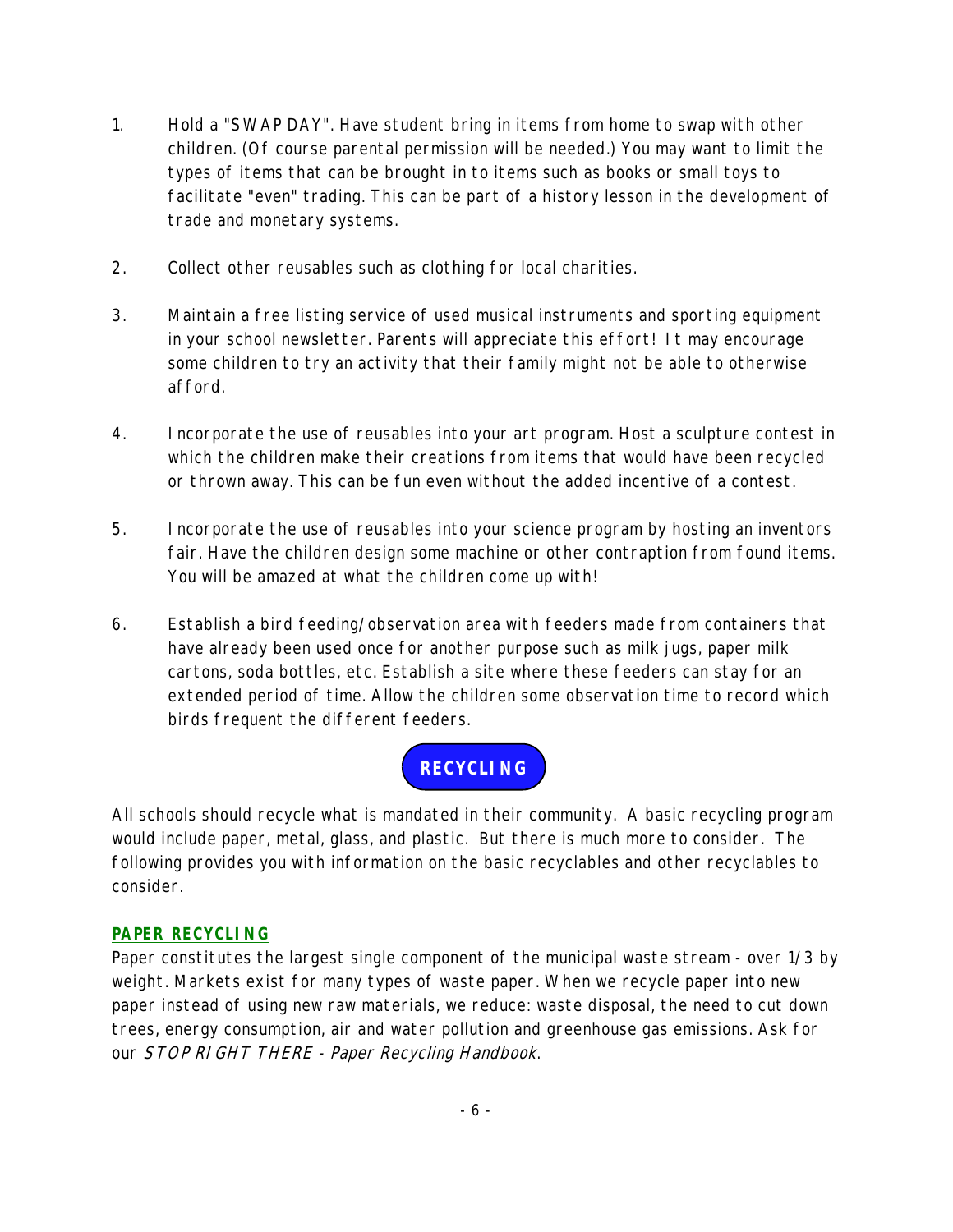1. Hold a "SWAP DAY". Have student bring in items from home to swap with other children. (Of course parental permission will be needed.) You may want to limit the types of items that can be brought in to items such as books or small toys to facilitate "even" trading. This can be part of a history lesson in the development of trade and monetary systems.

2. Collect other reusables such as clothing for local charities.

3. Maintain a free listing service of used musical instruments and sporting equipment in your school newsletter. Parents will appreciate this effort! It may encourage some children to try an activity that their family might not be able to otherwise afford.

4. Incorporate the use of reusables into your art program. Host a sculpture contest in which the children make their creations from items that would have been recycled or thrown away. This can be fun even without the added incentive of a contest.

5. Incorporate the use of reusables into your science program by hosting an inventors fair. Have the children design some machine or other contraption from found items. You will be amazed at what the children come up with!

6. Establish a bird feeding/observation area with feeders made from containers that have already been used once for another purpose such as milk jugs, paper milk cartons, soda bottles, etc. Establish a site where these feeders can stay for an extended period of time. Allow the children some observation time to record which birds frequent the different feeders.

## RECYCLING

All schools should recycle what is mandated in their community. A basic recycling program would include paper, metal, glass, and plastic. But there is much more to consider. The following provides you with information on the basic recyclables and other recyclables to consider.

### PAPER RECYCLING

Paper constitutes the largest single component of the municipal waste stream - over 1/3 by weight. Markets exist for many types of waste paper. When we recycle paper into new paper instead of using new raw materials, we reduce: waste disposal, the need to cut down trees, energy consumption, air and water pollution and greenhouse gas emissions. Ask for our *STOP RIGHT THERE - Paper Recycling Handbook*.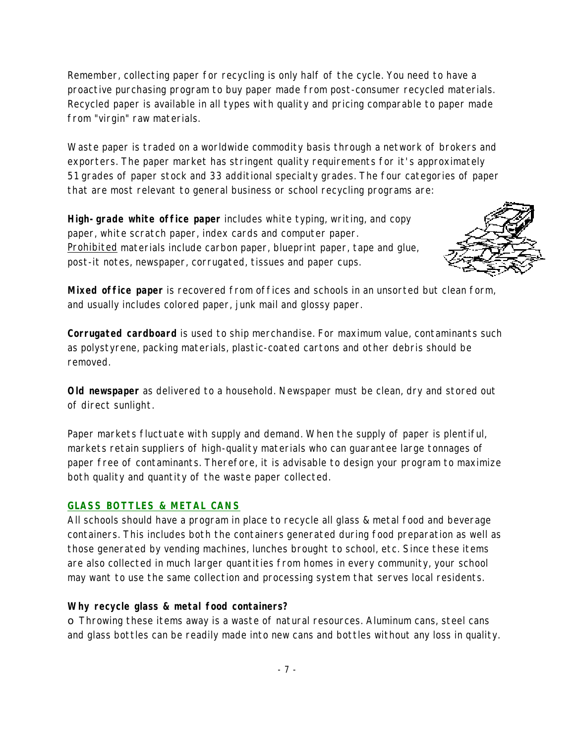Remember, collecting paper for recycling is only half of the cycle. You need to have a proactive purchasing program to buy paper made from post-consumer recycled materials. Recycled paper is available in all types with quality and pricing comparable to paper made from "virgin" raw materials.

Waste paper is traded on a worldwide commodity basis through a network of brokers and exporters. The paper market has stringent quality requirements for it's approximately 51 grades of paper stock and 33 additional specialty grades. The four categories of paper that are most relevant to general business or school recycling programs are:

**High-grade white office paper** includes white typing, writing, and copy paper, white scratch paper, index cards and computer paper. Prohibited materials include carbon paper, blueprint paper, tape and glue, post-it notes, newspaper, corrugated, tissues and paper cups.

**Mixed office paper** is recovered from offices and schools in an unsorted but clean form, and usually includes colored paper, junk mail and glossy paper.

**Corrugated cardboard** is used to ship merchandise. For maximum value, contaminants such as polystyrene, packing materials, plastic-coated cartons and other debris should be removed.

**Old newspaper** as delivered to a household. Newspaper must be clean, dry and stored out of direct sunlight.

Paper markets fluctuate with supply and demand. When the supply of paper is plentiful, markets retain suppliers of high-quality materials who can guarantee large tonnages of paper free of contaminants. Therefore, it is advisable to design your program to maximize both quality and quantity of the waste paper collected.

## GLASS BOTTLES & METAL CANS

All schools should have a program in place to recycle all glass & metal food and beverage containers. This includes both the containers generated during food preparation as well as those generated by vending machines, lunches brought to school, etc. Since these items are also collected in much larger quantities from homes in every community, your school may want to use the same collection and processing system that serves local residents.

**Why recycle glass & metal food containers?**

- Throwing these items away is a waste of natural resources. Aluminum cans, steel cans and glass bottles can be readily made into new cans and bottles without any loss in quality.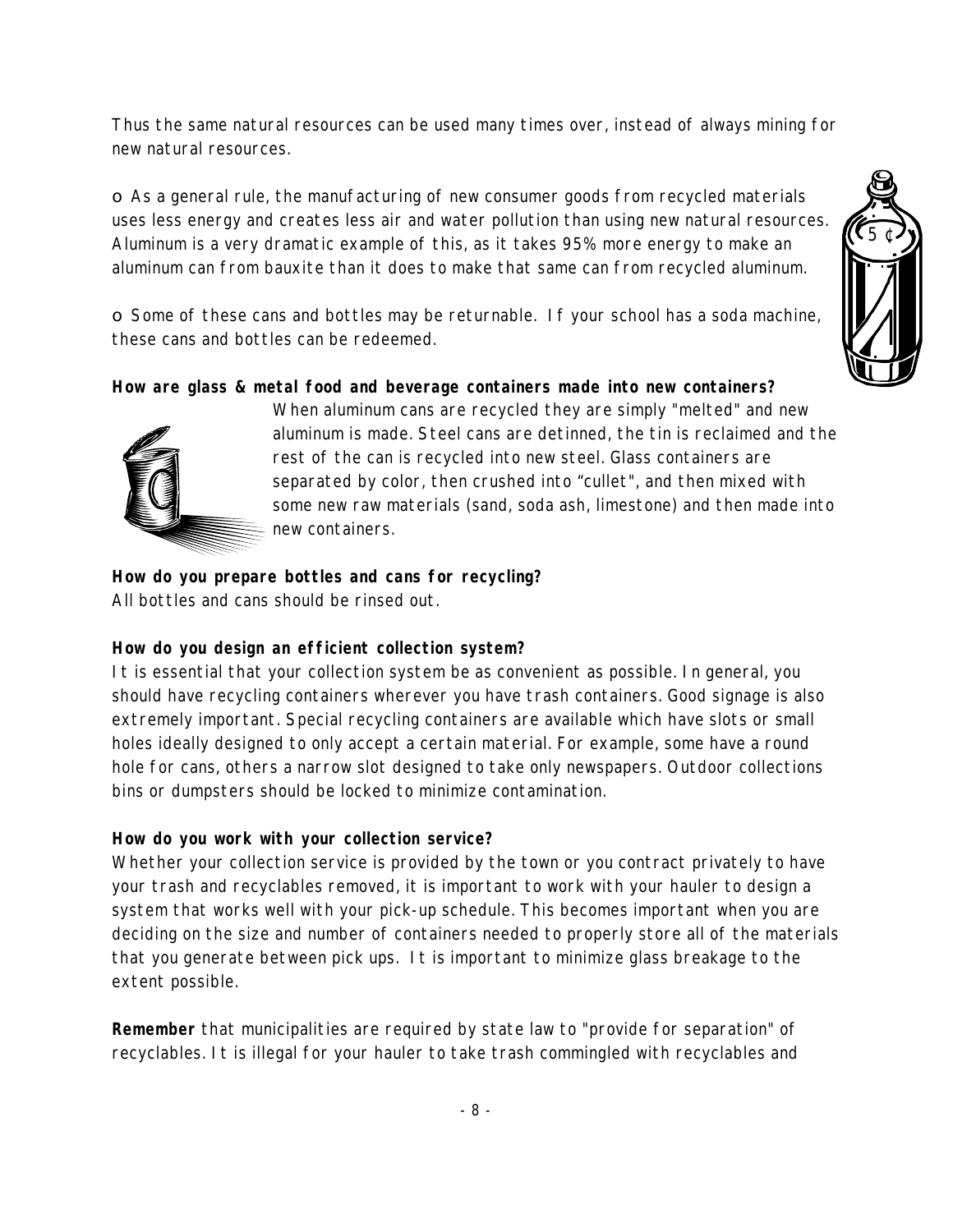Thus the same natural resources can be used many times over, instead of always mining for new natural resources.

o As a general rule, the manufacturing of new consumer goods from recycled materials uses less energy and creates less air and water pollution than using new natural resources. Aluminum is a very dramatic example of this, as it takes 95% more energy to make an aluminum can from bauxite than it does to make that same can from recycled aluminum.

o Some of these cans and bottles may be returnable. If your school has a soda machine, these cans and bottles can be redeemed.

**How are glass & metal food and beverage containers made into new containers?**

When aluminum cans are recycled they are simply "melted" and new aluminum is made. Steel cans are detinned, the tin is reclaimed and the rest of the can is recycled into new steel. Glass containers are separated by color, then crushed into "cullet", and then mixed with some new raw materials (sand, soda ash, limestone) and then made into new containers.

**How do you prepare bottles and cans for recycling?**

All bottles and cans should be rinsed out.

**How do you design an efficient collection system?**

It is essential that your collection system be as convenient as possible. In general, you should have recycling containers wherever you have trash containers. Good signage is also extremely important. Special recycling containers are available which have slots or small holes ideally designed to only accept a certain material. For example, some have a round hole for cans, others a narrow slot designed to take only newspapers. Outdoor collections bins or dumpsters should be locked to minimize contamination.

**How do you work with your collection service?**

Whether your collection service is provided by the town or you contract privately to have your trash and recyclables removed, it is important to work with your hauler to design a system that works well with your pick-up schedule. This becomes important when you are deciding on the size and number of containers needed to properly store all of the materials that you generate between pick ups. It is important to minimize glass breakage to the extent possible.

**Remember** that municipalities are required by state law to "provide for separation" of recyclables. It is illegal for your hauler to take trash commingled with recyclables and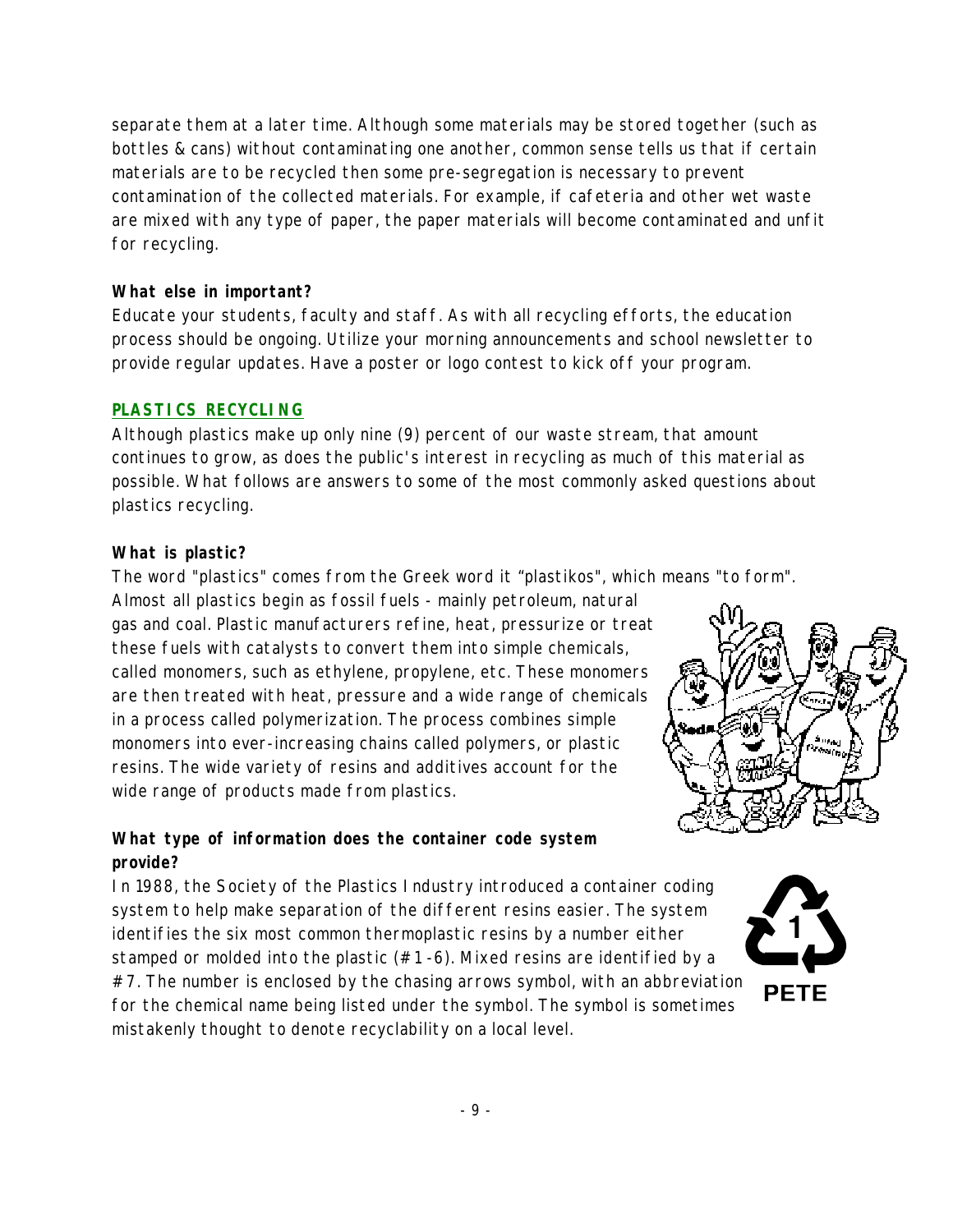separate them at a later time. Although some materials may be stored together (such as bottles & cans) without contaminating one another, common sense tells us that if certain materials are to be recycled then some pre-segregation is necessary to prevent contamination of the collected materials. For example, if cafeteria and other wet waste are mixed with any type of paper, the paper materials will become contaminated and unfit for recycling.

**What else in important?**

Educate your students, faculty and staff. As with all recycling efforts, the education process should be ongoing. Utilize your morning announcements and school newsletter to provide regular updates. Have a poster or logo contest to kick off your program.

## PLASTICS RECYCLING

Although plastics make up only nine (9) percent of our waste stream, that amount continues to grow, as does the public's interest in recycling as much of this material as possible. What follows are answers to some of the most commonly asked questions about plastics recycling.

**What is plastic?**

The word "plastics" comes from the Greek word it "plastikos", which means "to form". Almost all plastics begin as fossil fuels - mainly petroleum, natural gas and coal. Plastic manufacturers refine, heat, pressurize or treat these fuels with catalysts to convert them into simple chemicals, called monomers, such as ethylene, propylene, etc. These monomers are then treated with heat, pressure and a wide range of chemicals in a process called polymerization. The process combines simple monomers into ever-increasing chains called polymers, or plastic resins. The wide variety of resins and additives account for the wide range of products made from plastics.

**What type of information does the container code system provide?**

In 1988, the Society of the Plastics Industry introduced a container coding system to help make separation of the different resins easier. The system identifies the six most common thermoplastic resins by a number either stamped or molded into the plastic (#1-6). Mixed resins are identified by a #7. The number is enclosed by the chasing arrows symbol, with an abbreviation for the chemical name being listed under the symbol. The symbol is sometimes mistakenly thought to denote recyclability on a local level.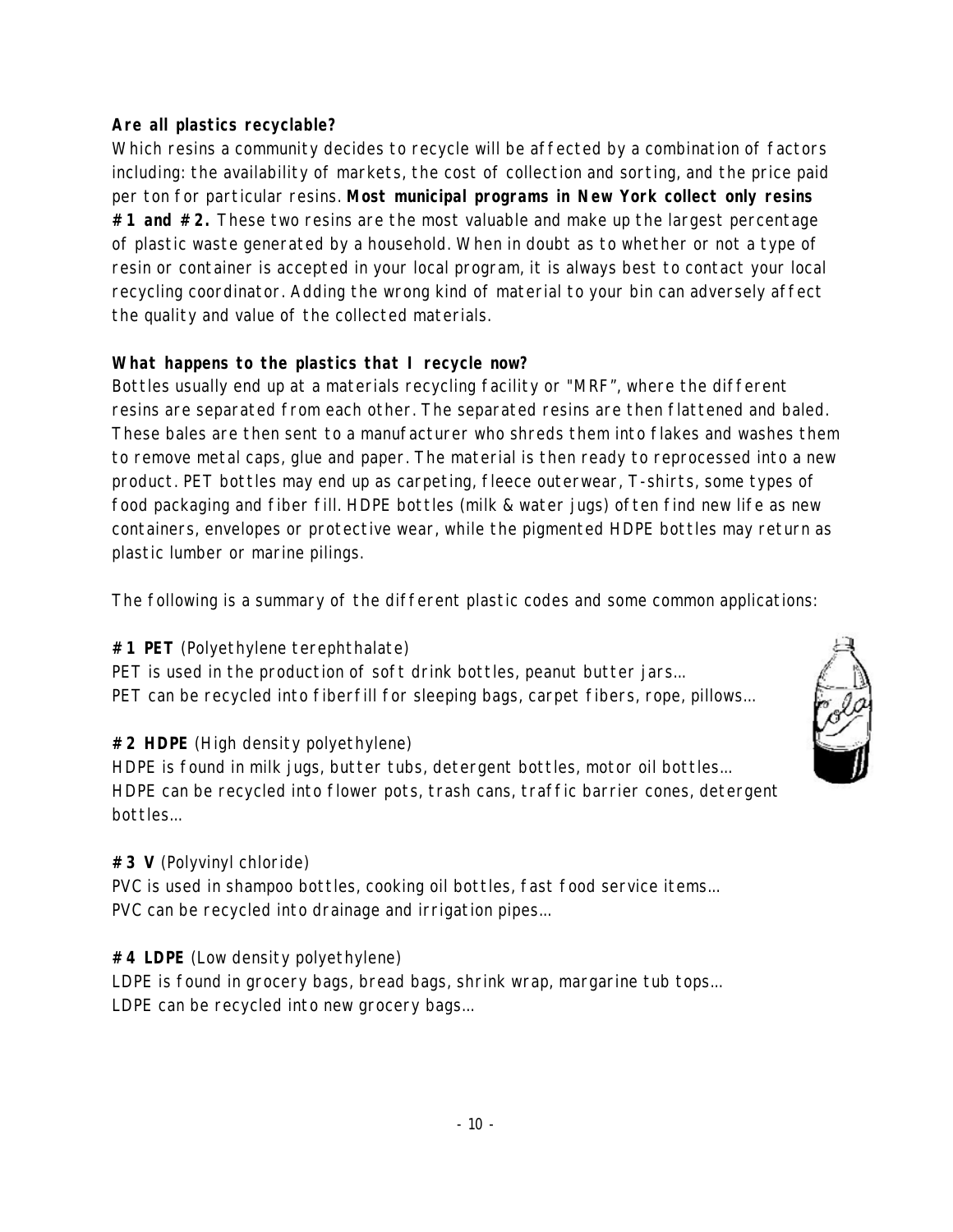**Are all plastics recyclable?**

Which resins a community decides to recycle will be affected by a combination of factors including: the availability of markets, the cost of collection and sorting, and the price paid per ton for particular resins. **Most municipal programs in New York collect only resins #1 and #2.** These two resins are the most valuable and make up the largest percentage of plastic waste generated by a household. When in doubt as to whether or not a type of resin or container is accepted in your local program, it is always best to contact your local recycling coordinator. Adding the wrong kind of material to your bin can adversely affect the quality and value of the collected materials.

**What happens to the plastics that I recycle now?**

Bottles usually end up at a materials recycling facility or "MRF", where the different resins are separated from each other. The separated resins are then flattened and baled. These bales are then sent to a manufacturer who shreds them into flakes and washes them to remove metal caps, glue and paper. The material is then ready to reprocessed into a new product. PET bottles may end up as carpeting, fleece outerwear, T-shirts, some types of food packaging and fiber fill. HDPE bottles (milk & water jugs) often find new life as new containers, envelopes or protective wear, while the pigmented HDPE bottles may return as plastic lumber or marine pilings.

The following is a summary of the different plastic codes and some common applications:

**#1 PET** (Polyethylene terephthalate)
PET is used in the production of soft drink bottles, peanut butter jars…
PET can be recycled into fiberfill for sleeping bags, carpet fibers, rope, pillows…

**#2 HDPE** (High density polyethylene)
HDPE is found in milk jugs, butter tubs, detergent bottles, motor oil bottles…
HDPE can be recycled into flower pots, trash cans, traffic barrier cones, detergent bottles…

**#3 V** (Polyvinyl chloride)
PVC is used in shampoo bottles, cooking oil bottles, fast food service items…
PVC can be recycled into drainage and irrigation pipes…

**#4 LDPE** (Low density polyethylene)
LDPE is found in grocery bags, bread bags, shrink wrap, margarine tub tops…
LDPE can be recycled into new grocery bags…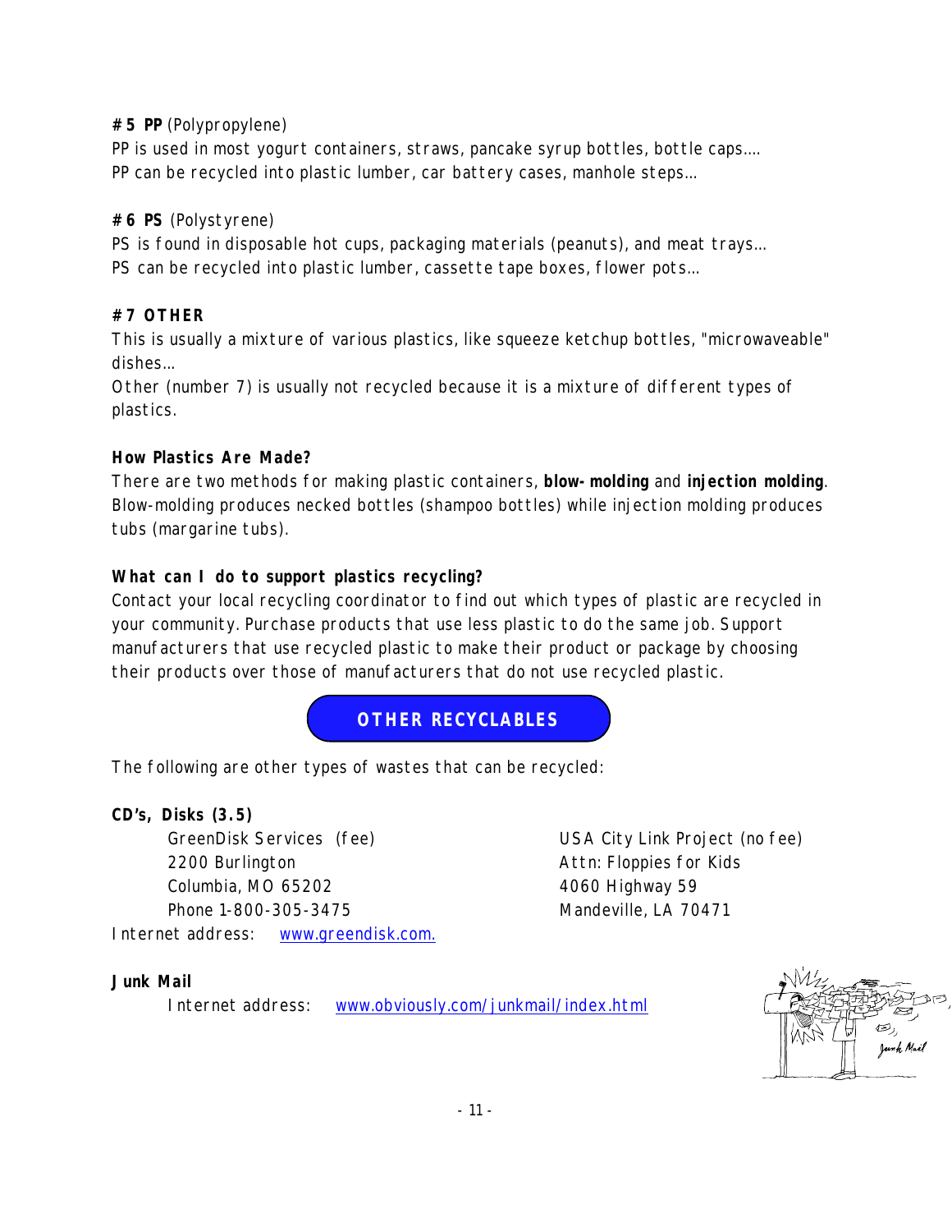**#5 PP** (Polypropylene)
PP is used in most yogurt containers, straws, pancake syrup bottles, bottle caps….
PP can be recycled into plastic lumber, car battery cases, manhole steps…

**#6 PS** (Polystyrene)
PS is found in disposable hot cups, packaging materials (peanuts), and meat trays…
PS can be recycled into plastic lumber, cassette tape boxes, flower pots…

**#7 OTHER**
This is usually a mixture of various plastics, like squeeze ketchup bottles, "microwaveable" dishes…
Other (number 7) is usually not recycled because it is a mixture of different types of plastics.

**How Plastics Are Made?**
There are two methods for making plastic containers, **blow-molding** and **injection molding**. Blow-molding produces necked bottles (shampoo bottles) while injection molding produces tubs (margarine tubs).

**What can I do to support plastics recycling?**
Contact your local recycling coordinator to find out which types of plastic are recycled in your community. Purchase products that use less plastic to do the same job. Support manufacturers that use recycled plastic to make their product or package by choosing their products over those of manufacturers that do not use recycled plastic.

## OTHER RECYCLABLES

The following are other types of wastes that can be recycled:

**CD's, Disks (3.5)**

GreenDisk Services (fee)
2200 Burlington
Columbia, MO 65202
Phone 1-800-305-3475
Internet address: www.greendisk.com.

USA City Link Project (no fee)
Attn: Floppies for Kids
4060 Highway 59
Mandeville, LA 70471

**Junk Mail**

Internet address: www.obviously.com/junkmail/index.html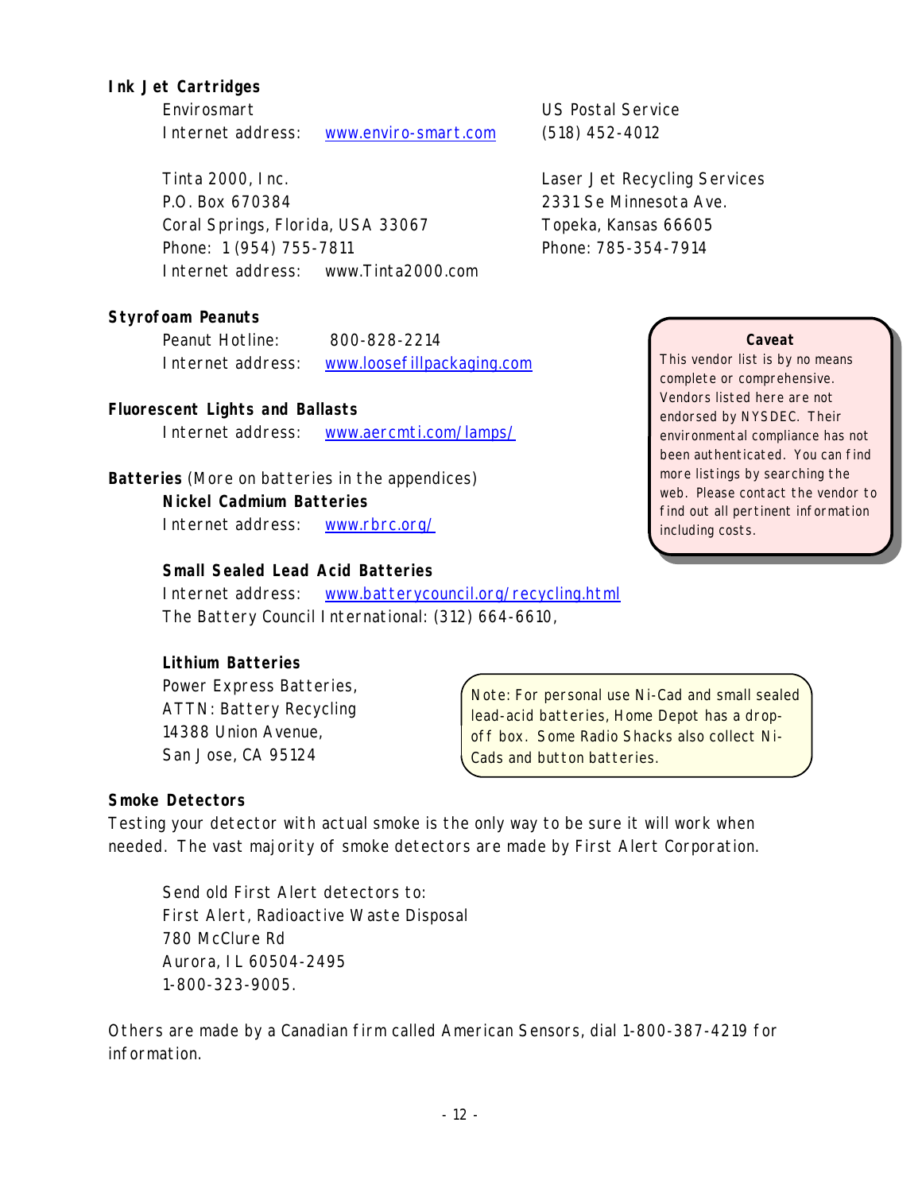**Ink Jet Cartridges**

Envirosmart
Internet address: www.enviro-smart.com

US Postal Service
(518) 452-4012

Tinta 2000, Inc.
P.O. Box 670384
Coral Springs, Florida, USA 33067
Phone: 1 (954) 755-7811
Internet address: www.Tinta2000.com

Laser Jet Recycling Services
2331 Se Minnesota Ave.
Topeka, Kansas 66605
Phone: 785-354-7914

**Styrofoam Peanuts**

Peanut Hotline: 800-828-2214
Internet address: www.loosefillpackaging.com

**Fluorescent Lights and Ballasts**

Internet address: www.aercmti.com/lamps/

**Batteries** (More on batteries in the appendices)

**Nickel Cadmium Batteries**

Internet address: www.rbrc.org/

**Small Sealed Lead Acid Batteries**

Internet address: www.batterycouncil.org/recycling.html
The Battery Council International: (312) 664-6610,

**Lithium Batteries**

Power Express Batteries,
ATTN: Battery Recycling
14388 Union Avenue,
San Jose, CA 95124

> Note: For personal use Ni-Cad and small sealed lead-acid batteries, Home Depot has a drop-off box. Some Radio Shacks also collect Ni-Cads and button batteries.

> **Caveat**
> This vendor list is by no means complete or comprehensive. Vendors listed here are not endorsed by NYSDEC. Their environmental compliance has not been authenticated. You can find more listings by searching the web. Please contact the vendor to find out all pertinent information including costs.

**Smoke Detectors**

Testing your detector with actual smoke is the only way to be sure it will work when needed. The vast majority of smoke detectors are made by First Alert Corporation.

Send old First Alert detectors to:
First Alert, Radioactive Waste Disposal
780 McClure Rd
Aurora, IL 60504-2495
1-800-323-9005.

Others are made by a Canadian firm called American Sensors, dial 1-800-387-4219 for information.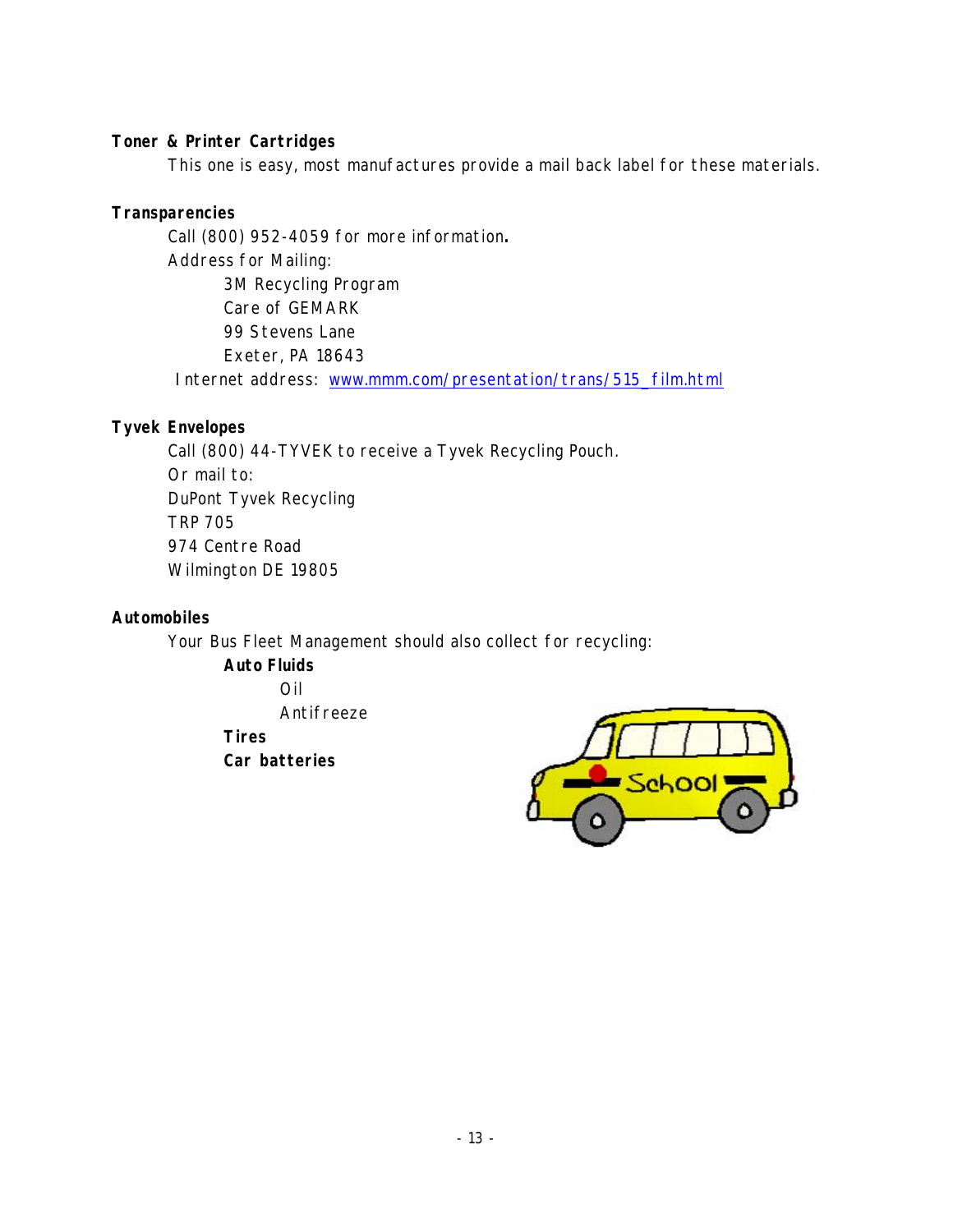**Toner & Printer Cartridges**

This one is easy, most manufactures provide a mail back label for these materials.

**Transparencies**

Call (800) 952-4059 for more information.

Address for Mailing:

3M Recycling Program
Care of GEMARK
99 Stevens Lane
Exeter, PA 18643

Internet address: www.mmm.com/presentation/trans/515_film.html

**Tyvek Envelopes**

Call (800) 44-TYVEK to receive a Tyvek Recycling Pouch.

Or mail to:

DuPont Tyvek Recycling
TRP 705
974 Centre Road
Wilmington DE 19805

**Automobiles**

Your Bus Fleet Management should also collect for recycling:

- **Auto Fluids**
  - Oil
  - Antifreeze
- **Tires**
- **Car batteries**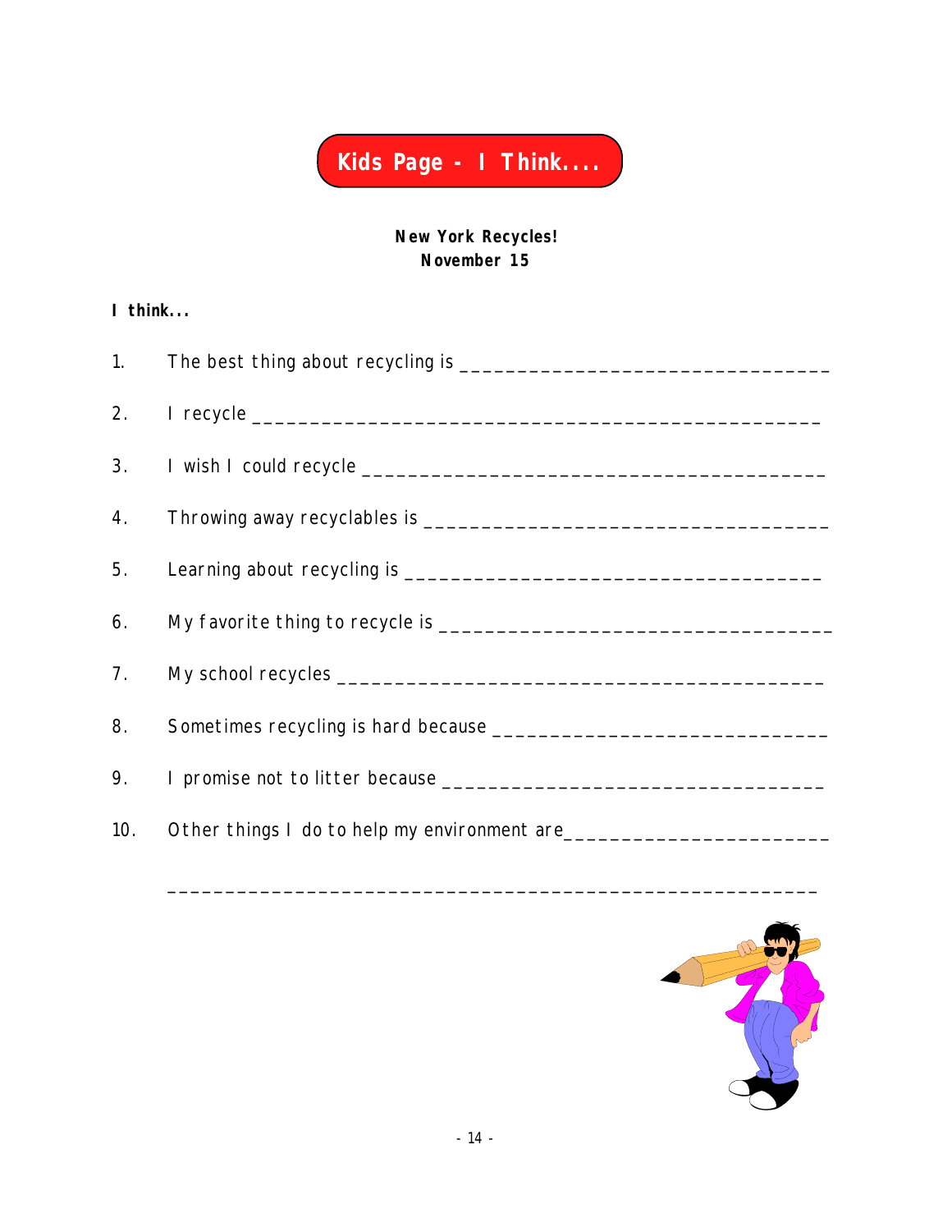# Kids Page - I Think....

**New York Recycles!**
**November 15**

**I think...**

1. The best thing about recycling is ________________________________
2. I recycle ________________________________________________
3. I wish I could recycle ________________________________________
4. Throwing away recyclables is ___________________________________
5. Learning about recycling is ___________________________________
6. My favorite thing to recycle is __________________________________
7. My school recycles __________________________________________
8. Sometimes recycling is hard because _____________________________
9. I promise not to litter because _________________________________
10. Other things I do to help my environment are________________________

    ____________________________________________________________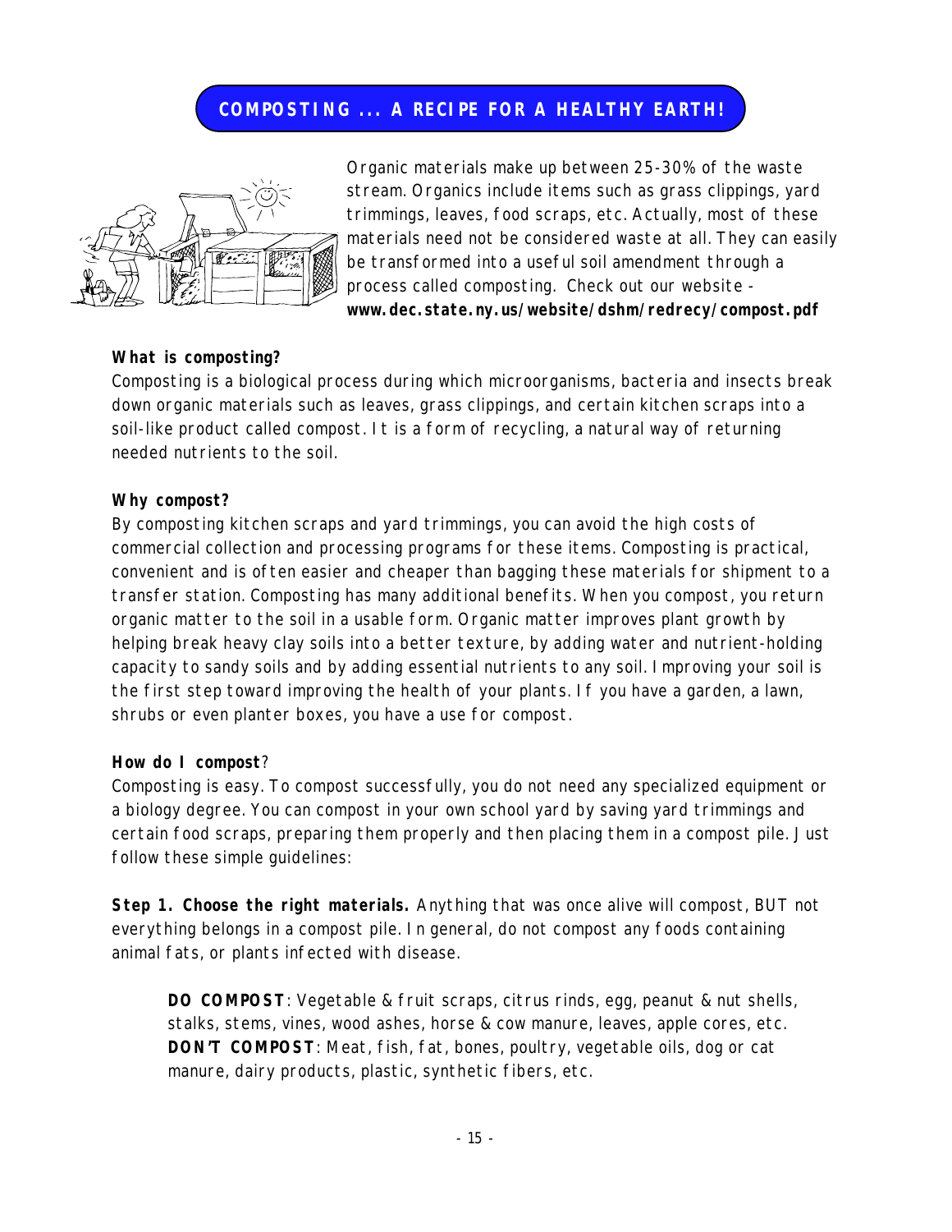## COMPOSTING ... A RECIPE FOR A HEALTHY EARTH!

Organic materials make up between 25-30% of the waste stream. Organics include items such as grass clippings, yard trimmings, leaves, food scraps, etc. Actually, most of these materials need not be considered waste at all. They can easily be transformed into a useful soil amendment through a process called composting. Check out our website - **www.dec.state.ny.us/website/dshm/redrecy/compost.pdf**

**What is composting?**

Composting is a biological process during which microorganisms, bacteria and insects break down organic materials such as leaves, grass clippings, and certain kitchen scraps into a soil-like product called compost. It is a form of recycling, a natural way of returning needed nutrients to the soil.

**Why compost?**

By composting kitchen scraps and yard trimmings, you can avoid the high costs of commercial collection and processing programs for these items. Composting is practical, convenient and is often easier and cheaper than bagging these materials for shipment to a transfer station. Composting has many additional benefits. When you compost, you return organic matter to the soil in a usable form. Organic matter improves plant growth by helping break heavy clay soils into a better texture, by adding water and nutrient-holding capacity to sandy soils and by adding essential nutrients to any soil. Improving your soil is the first step toward improving the health of your plants. If you have a garden, a lawn, shrubs or even planter boxes, you have a use for compost.

**How do I compost**?

Composting is easy. To compost successfully, you do not need any specialized equipment or a biology degree. You can compost in your own school yard by saving yard trimmings and certain food scraps, preparing them properly and then placing them in a compost pile. Just follow these simple guidelines:

**Step 1. Choose the right materials.** Anything that was once alive will compost, BUT not everything belongs in a compost pile. In general, do not compost any foods containing animal fats, or plants infected with disease.

**DO COMPOST**: Vegetable & fruit scraps, citrus rinds, egg, peanut & nut shells, stalks, stems, vines, wood ashes, horse & cow manure, leaves, apple cores, etc.
**DON'T COMPOST**: Meat, fish, fat, bones, poultry, vegetable oils, dog or cat manure, dairy products, plastic, synthetic fibers, etc.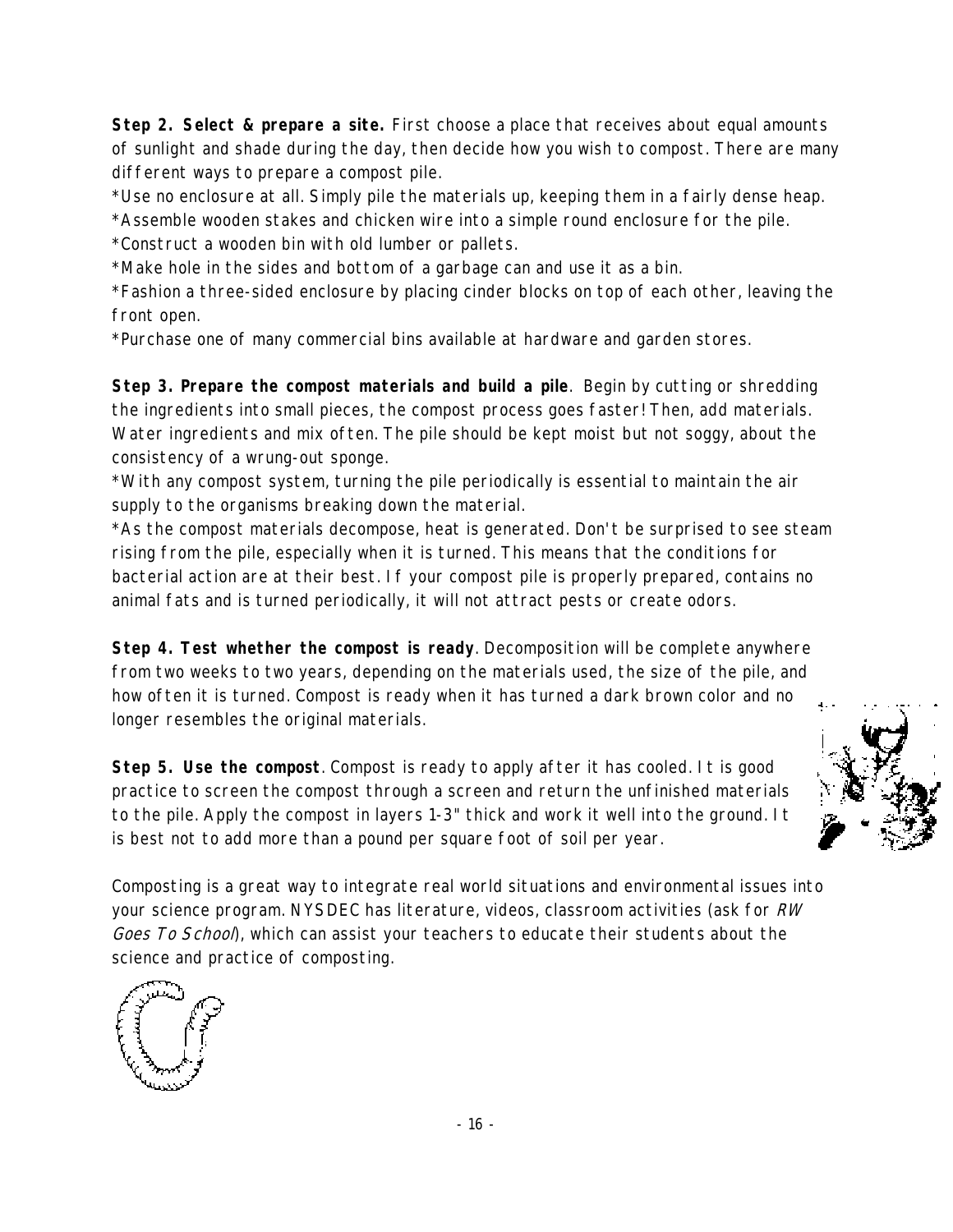**Step 2. Select & prepare a site.** First choose a place that receives about equal amounts of sunlight and shade during the day, then decide how you wish to compost. There are many different ways to prepare a compost pile.

*Use no enclosure at all. Simply pile the materials up, keeping them in a fairly dense heap.
*Assemble wooden stakes and chicken wire into a simple round enclosure for the pile.
*Construct a wooden bin with old lumber or pallets.
*Make hole in the sides and bottom of a garbage can and use it as a bin.
*Fashion a three-sided enclosure by placing cinder blocks on top of each other, leaving the front open.
*Purchase one of many commercial bins available at hardware and garden stores.

**Step 3. Prepare the compost materials and build a pile**. Begin by cutting or shredding the ingredients into small pieces, the compost process goes faster! Then, add materials. Water ingredients and mix often. The pile should be kept moist but not soggy, about the consistency of a wrung-out sponge.
*With any compost system, turning the pile periodically is essential to maintain the air supply to the organisms breaking down the material.
*As the compost materials decompose, heat is generated. Don't be surprised to see steam rising from the pile, especially when it is turned. This means that the conditions for bacterial action are at their best. If your compost pile is properly prepared, contains no animal fats and is turned periodically, it will not attract pests or create odors.

**Step 4. Test whether the compost is ready**. Decomposition will be complete anywhere from two weeks to two years, depending on the materials used, the size of the pile, and how often it is turned. Compost is ready when it has turned a dark brown color and no longer resembles the original materials.

**Step 5. Use the compost**. Compost is ready to apply after it has cooled. It is good practice to screen the compost through a screen and return the unfinished materials to the pile. Apply the compost in layers 1-3" thick and work it well into the ground. It is best not to add more than a pound per square foot of soil per year.

Composting is a great way to integrate real world situations and environmental issues into your science program. NYSDEC has literature, videos, classroom activities (ask for *RW Goes To School*), which can assist your teachers to educate their students about the science and practice of composting.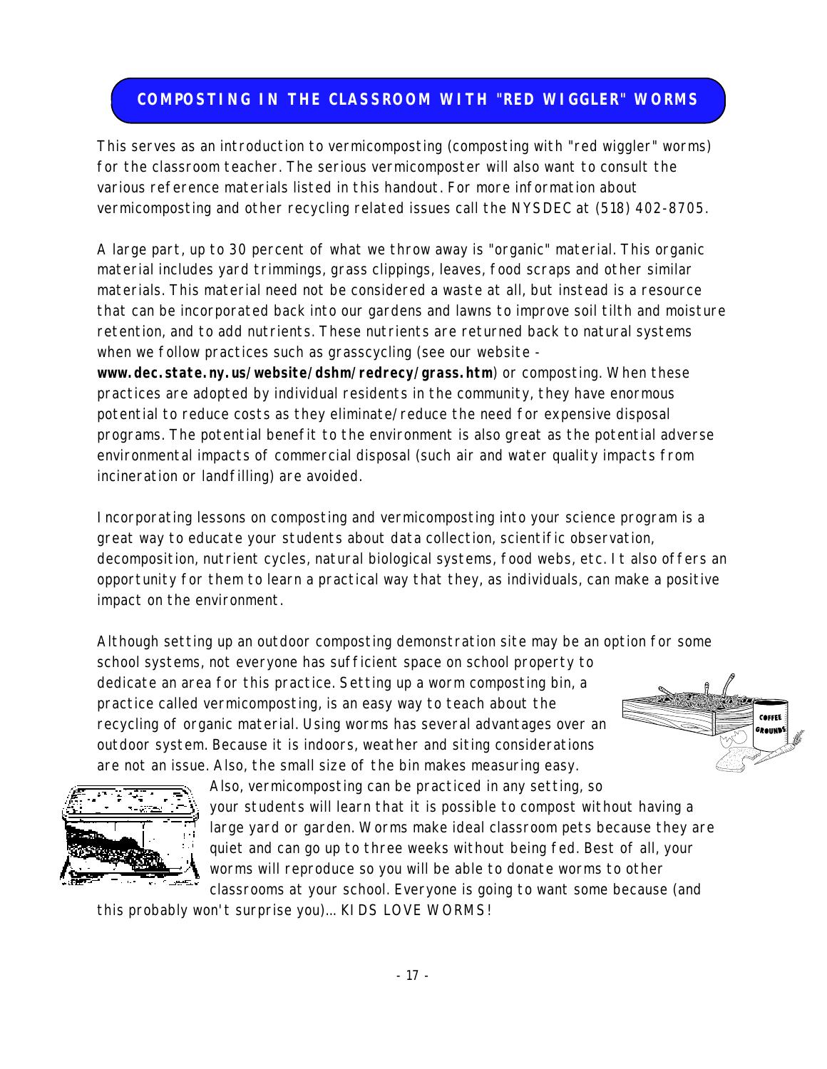## COMPOSTING IN THE CLASSROOM WITH "RED WIGGLER" WORMS

This serves as an introduction to vermicomposting (composting with "red wiggler" worms) for the classroom teacher. The serious vermicomposter will also want to consult the various reference materials listed in this handout. For more information about vermicomposting and other recycling related issues call the NYSDEC at (518) 402-8705.

A large part, up to 30 percent of what we throw away is "organic" material. This organic material includes yard trimmings, grass clippings, leaves, food scraps and other similar materials. This material need not be considered a waste at all, but instead is a resource that can be incorporated back into our gardens and lawns to improve soil tilth and moisture retention, and to add nutrients. These nutrients are returned back to natural systems when we follow practices such as grasscycling (see our website - **www.dec.state.ny.us/website/dshm/redrecy/grass.htm**) or composting. When these practices are adopted by individual residents in the community, they have enormous potential to reduce costs as they eliminate/reduce the need for expensive disposal programs. The potential benefit to the environment is also great as the potential adverse environmental impacts of commercial disposal (such air and water quality impacts from incineration or landfilling) are avoided.

Incorporating lessons on composting and vermicomposting into your science program is a great way to educate your students about data collection, scientific observation, decomposition, nutrient cycles, natural biological systems, food webs, etc. It also offers an opportunity for them to learn a practical way that they, as individuals, can make a positive impact on the environment.

Although setting up an outdoor composting demonstration site may be an option for some school systems, not everyone has sufficient space on school property to dedicate an area for this practice. Setting up a worm composting bin, a practice called vermicomposting, is an easy way to teach about the recycling of organic material. Using worms has several advantages over an outdoor system. Because it is indoors, weather and siting considerations are not an issue. Also, the small size of the bin makes measuring easy. Also, vermicomposting can be practiced in any setting, so your students will learn that it is possible to compost without having a large yard or garden. Worms make ideal classroom pets because they are quiet and can go up to three weeks without being fed. Best of all, your worms will reproduce so you will be able to donate worms to other classrooms at your school. Everyone is going to want some because (and this probably won't surprise you)... KIDS LOVE WORMS!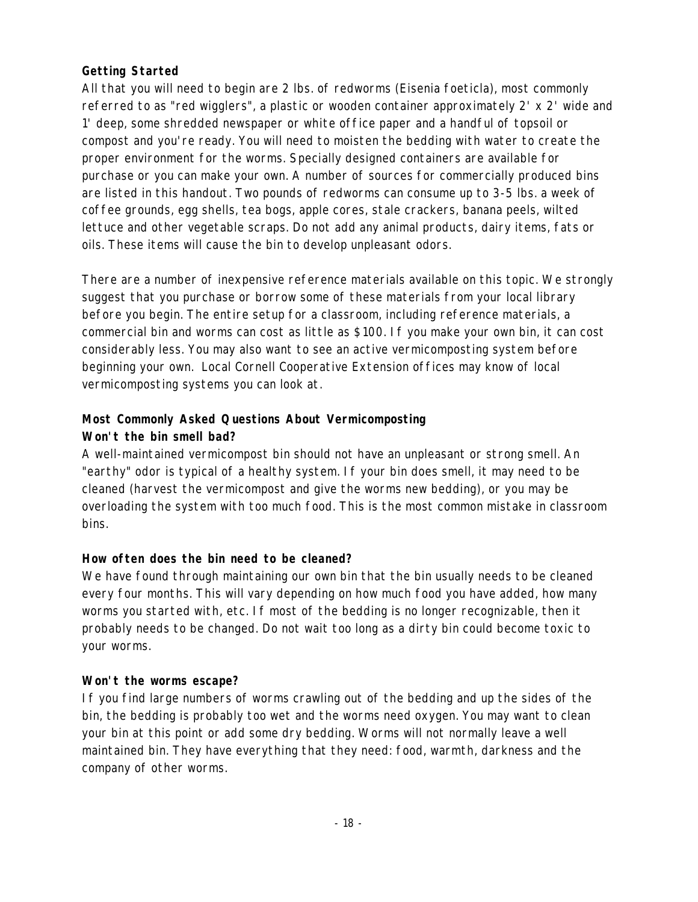**Getting Started**

All that you will need to begin are 2 lbs. of redworms (Eisenia foeticla), most commonly referred to as "red wigglers", a plastic or wooden container approximately 2' x 2' wide and 1' deep, some shredded newspaper or white office paper and a handful of topsoil or compost and you're ready. You will need to moisten the bedding with water to create the proper environment for the worms. Specially designed containers are available for purchase or you can make your own. A number of sources for commercially produced bins are listed in this handout. Two pounds of redworms can consume up to 3-5 lbs. a week of coffee grounds, egg shells, tea bogs, apple cores, stale crackers, banana peels, wilted lettuce and other vegetable scraps. Do not add any animal products, dairy items, fats or oils. These items will cause the bin to develop unpleasant odors.

There are a number of inexpensive reference materials available on this topic. We strongly suggest that you purchase or borrow some of these materials from your local library before you begin. The entire setup for a classroom, including reference materials, a commercial bin and worms can cost as little as $100. If you make your own bin, it can cost considerably less. You may also want to see an active vermicomposting system before beginning your own. Local Cornell Cooperative Extension offices may know of local vermicomposting systems you can look at.

**Most Commonly Asked Questions About Vermicomposting**

**Won't the bin smell bad?**

A well-maintained vermicompost bin should not have an unpleasant or strong smell. An "earthy" odor is typical of a healthy system. If your bin does smell, it may need to be cleaned (harvest the vermicompost and give the worms new bedding), or you may be overloading the system with too much food. This is the most common mistake in classroom bins.

**How often does the bin need to be cleaned?**

We have found through maintaining our own bin that the bin usually needs to be cleaned every four months. This will vary depending on how much food you have added, how many worms you started with, etc. If most of the bedding is no longer recognizable, then it probably needs to be changed. Do not wait too long as a dirty bin could become toxic to your worms.

**Won't the worms escape?**

If you find large numbers of worms crawling out of the bedding and up the sides of the bin, the bedding is probably too wet and the worms need oxygen. You may want to clean your bin at this point or add some dry bedding. Worms will not normally leave a well maintained bin. They have everything that they need: food, warmth, darkness and the company of other worms.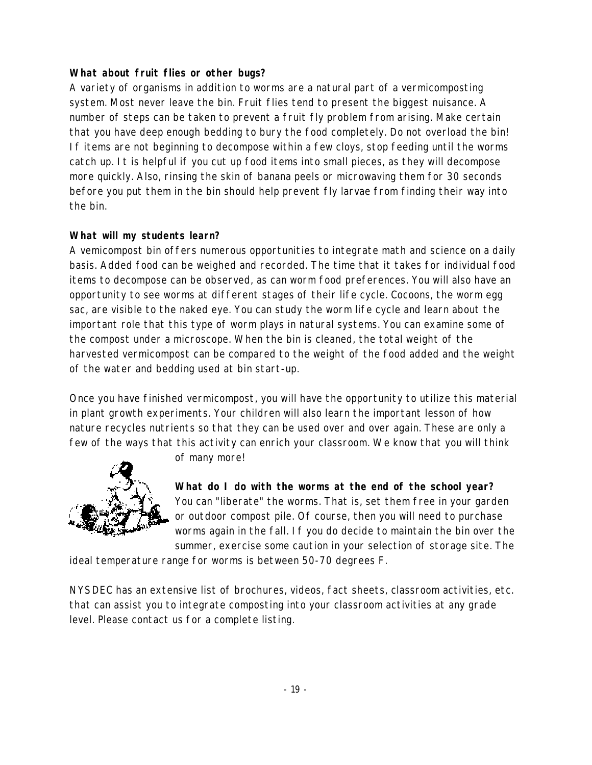**What about fruit flies or other bugs?**

A variety of organisms in addition to worms are a natural part of a vermicomposting system. Most never leave the bin. Fruit flies tend to present the biggest nuisance. A number of steps can be taken to prevent a fruit fly problem from arising. Make certain that you have deep enough bedding to bury the food completely. Do not overload the bin! If items are not beginning to decompose within a few cloys, stop feeding until the worms catch up. It is helpful if you cut up food items into small pieces, as they will decompose more quickly. Also, rinsing the skin of banana peels or microwaving them for 30 seconds before you put them in the bin should help prevent fly larvae from finding their way into the bin.

**What will my students learn?**

A vemicompost bin offers numerous opportunities to integrate math and science on a daily basis. Added food can be weighed and recorded. The time that it takes for individual food items to decompose can be observed, as can worm food preferences. You will also have an opportunity to see worms at different stages of their life cycle. Cocoons, the worm egg sac, are visible to the naked eye. You can study the worm life cycle and learn about the important role that this type of worm plays in natural systems. You can examine some of the compost under a microscope. When the bin is cleaned, the total weight of the harvested vermicompost can be compared to the weight of the food added and the weight of the water and bedding used at bin start-up.

Once you have finished vermicompost, you will have the opportunity to utilize this material in plant growth experiments. Your children will also learn the important lesson of how nature recycles nutrients so that they can be used over and over again. These are only a few of the ways that this activity can enrich your classroom. We know that you will think of many more!

**What do I do with the worms at the end of the school year?**

You can "liberate" the worms. That is, set them free in your garden or outdoor compost pile. Of course, then you will need to purchase worms again in the fall. If you do decide to maintain the bin over the summer, exercise some caution in your selection of storage site. The ideal temperature range for worms is between 50-70 degrees F.

NYSDEC has an extensive list of brochures, videos, fact sheets, classroom activities, etc. that can assist you to integrate composting into your classroom activities at any grade level. Please contact us for a complete listing.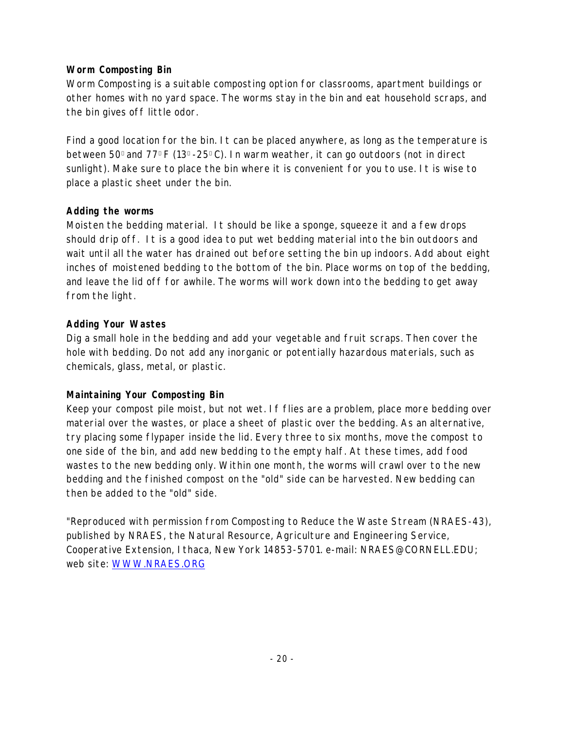**Worm Composting Bin**

Worm Composting is a suitable composting option for classrooms, apartment buildings or other homes with no yard space. The worms stay in the bin and eat household scraps, and the bin gives off little odor.

Find a good location for the bin. It can be placed anywhere, as long as the temperature is between 50° and 77° F (13°-25° C). In warm weather, it can go outdoors (not in direct sunlight). Make sure to place the bin where it is convenient for you to use. It is wise to place a plastic sheet under the bin.

**Adding the worms**

Moisten the bedding material. It should be like a sponge, squeeze it and a few drops should drip off. It is a good idea to put wet bedding material into the bin outdoors and wait until all the water has drained out before setting the bin up indoors. Add about eight inches of moistened bedding to the bottom of the bin. Place worms on top of the bedding, and leave the lid off for awhile. The worms will work down into the bedding to get away from the light.

**Adding Your Wastes**

Dig a small hole in the bedding and add your vegetable and fruit scraps. Then cover the hole with bedding. Do not add any inorganic or potentially hazardous materials, such as chemicals, glass, metal, or plastic.

**Maintaining Your Composting Bin**

Keep your compost pile moist, but not wet. If flies are a problem, place more bedding over material over the wastes, or place a sheet of plastic over the bedding. As an alternative, try placing some flypaper inside the lid. Every three to six months, move the compost to one side of the bin, and add new bedding to the empty half. At these times, add food wastes to the new bedding only. Within one month, the worms will crawl over to the new bedding and the finished compost on the "old" side can be harvested. New bedding can then be added to the "old" side.

"Reproduced with permission from Composting to Reduce the Waste Stream (NRAES-43), published by NRAES, the Natural Resource, Agriculture and Engineering Service, Cooperative Extension, Ithaca, New York 14853-5701. e-mail: NRAES@CORNELL.EDU; web site: [WWW.NRAES.ORG](http://WWW.NRAES.ORG)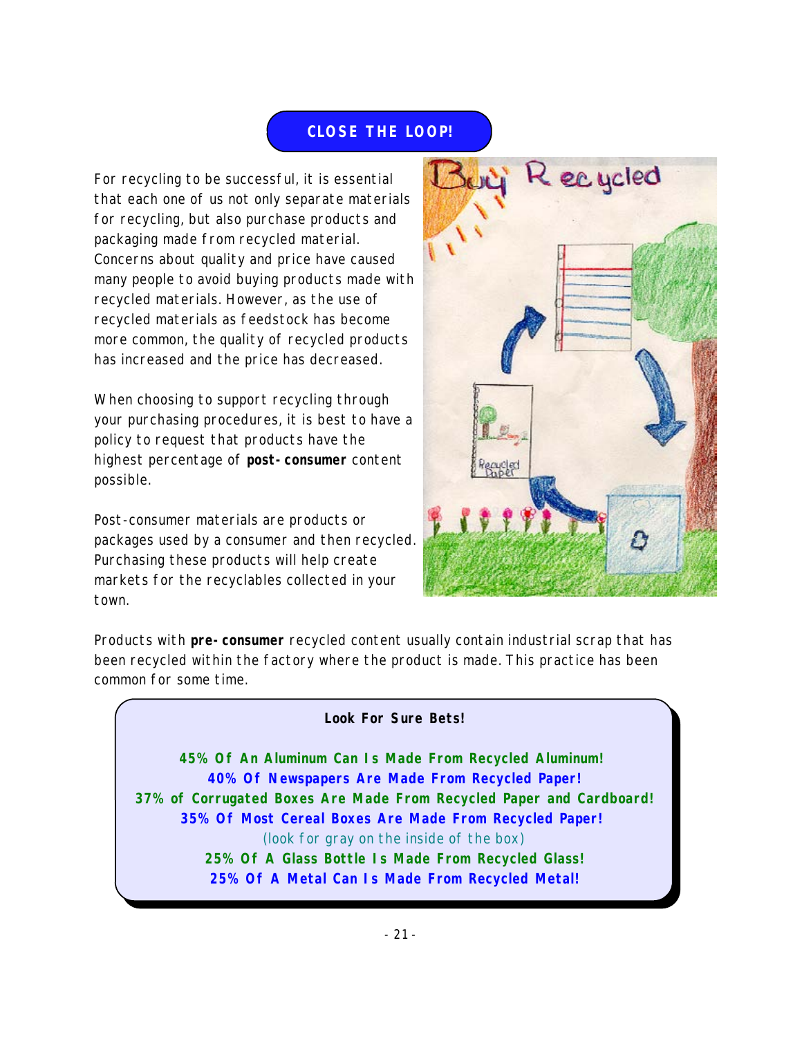## CLOSE THE LOOP!

For recycling to be successful, it is essential that each one of us not only separate materials for recycling, but also purchase products and packaging made from recycled material. Concerns about quality and price have caused many people to avoid buying products made with recycled materials. However, as the use of recycled materials as feedstock has become more common, the quality of recycled products has increased and the price has decreased.

When choosing to support recycling through your purchasing procedures, it is best to have a policy to request that products have the highest percentage of **post-consumer** content possible.

Post-consumer materials are products or packages used by a consumer and then recycled. Purchasing these products will help create markets for the recyclables collected in your town.

Products with **pre-consumer** recycled content usually contain industrial scrap that has been recycled within the factory where the product is made. This practice has been common for some time.

**Look For Sure Bets!**

**45% Of An Aluminum Can Is Made From Recycled Aluminum!**
**40% Of Newspapers Are Made From Recycled Paper!**
**37% of Corrugated Boxes Are Made From Recycled Paper and Cardboard!**
**35% Of Most Cereal Boxes Are Made From Recycled Paper!**
(look for gray on the inside of the box)
**25% Of A Glass Bottle Is Made From Recycled Glass!**
**25% Of A Metal Can Is Made From Recycled Metal!**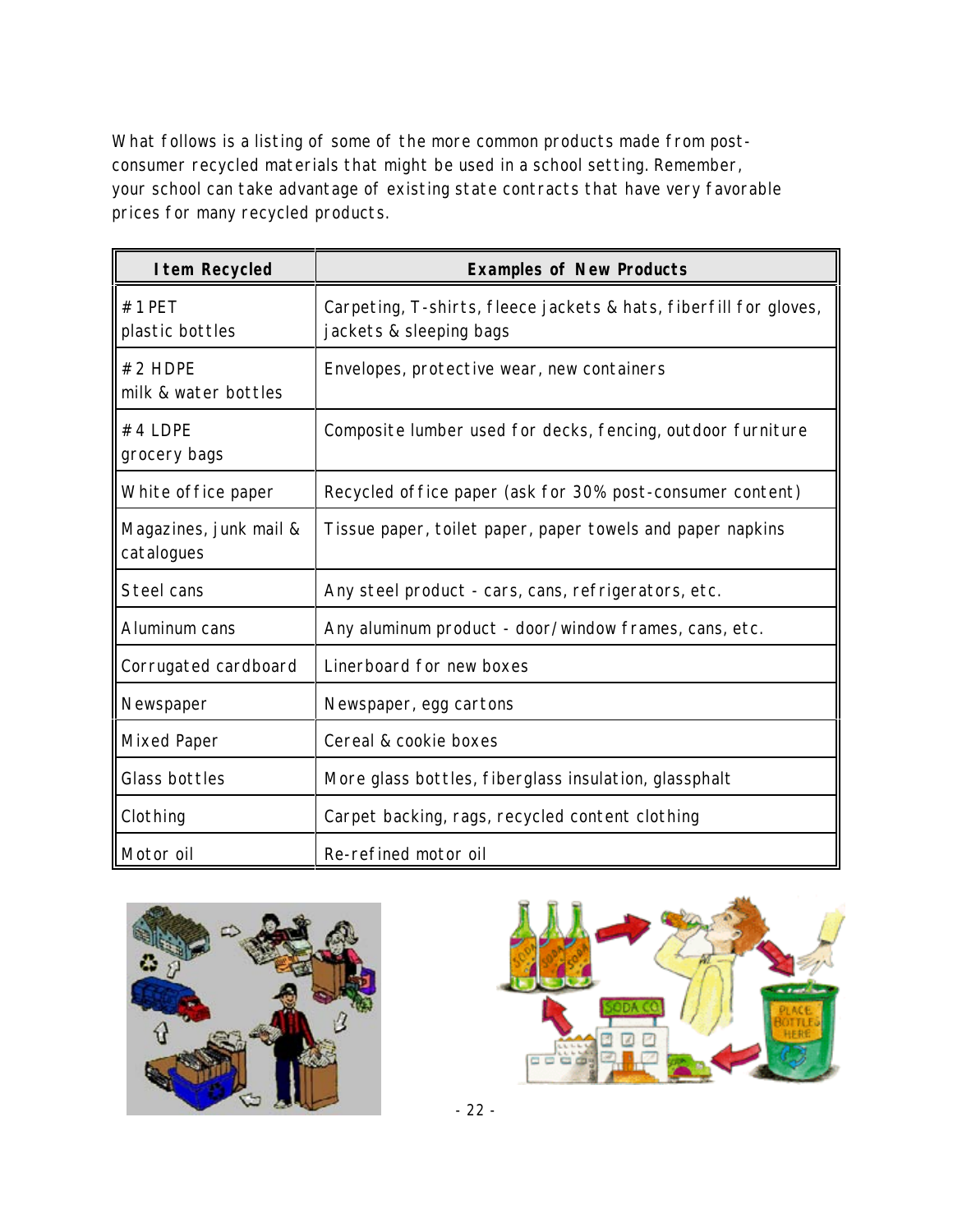What follows is a listing of some of the more common products made from post-consumer recycled materials that might be used in a school setting. Remember, your school can take advantage of existing state contracts that have very favorable prices for many recycled products.

| Item Recycled | Examples of New Products |
|---|---|
| #1 PET plastic bottles | Carpeting, T-shirts, fleece jackets & hats, fiberfill for gloves, jackets & sleeping bags |
| #2 HDPE milk & water bottles | Envelopes, protective wear, new containers |
| #4 LDPE grocery bags | Composite lumber used for decks, fencing, outdoor furniture |
| White office paper | Recycled office paper (ask for 30% post-consumer content) |
| Magazines, junk mail & catalogues | Tissue paper, toilet paper, paper towels and paper napkins |
| Steel cans | Any steel product - cars, cans, refrigerators, etc. |
| Aluminum cans | Any aluminum product - door/window frames, cans, etc. |
| Corrugated cardboard | Linerboard for new boxes |
| Newspaper | Newspaper, egg cartons |
| Mixed Paper | Cereal & cookie boxes |
| Glass bottles | More glass bottles, fiberglass insulation, glassphalt |
| Clothing | Carpet backing, rags, recycled content clothing |
| Motor oil | Re-refined motor oil |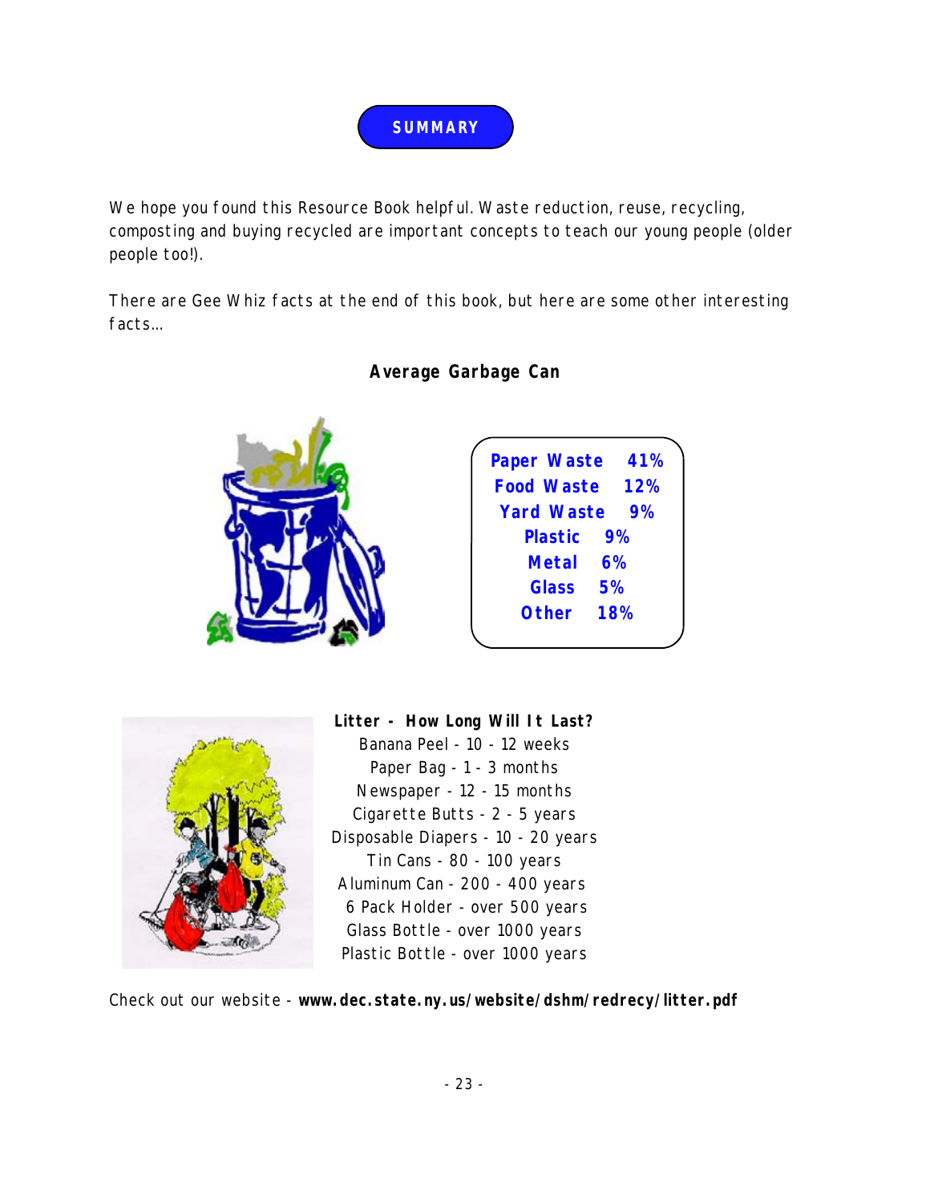# SUMMARY

We hope you found this Resource Book helpful. Waste reduction, reuse, recycling, composting and buying recycled are important concepts to teach our young people (older people too!).

There are Gee Whiz facts at the end of this book, but here are some other interesting facts…

**Average Garbage Can**

| | |
|---|---|
| **Paper Waste** | **41%** |
| **Food Waste** | **12%** |
| **Yard Waste** | **9%** |
| **Plastic** | **9%** |
| **Metal** | **6%** |
| **Glass** | **5%** |
| **Other** | **18%** |

**Litter - How Long Will It Last?**

Banana Peel - 10 - 12 weeks
Paper Bag - 1 - 3 months
Newspaper - 12 - 15 months
Cigarette Butts - 2 - 5 years
Disposable Diapers - 10 - 20 years
Tin Cans - 80 - 100 years
Aluminum Can - 200 - 400 years
6 Pack Holder - over 500 years
Glass Bottle - over 1000 years
Plastic Bottle - over 1000 years

Check out our website - **www.dec.state.ny.us/website/dshm/redrecy/litter.pdf**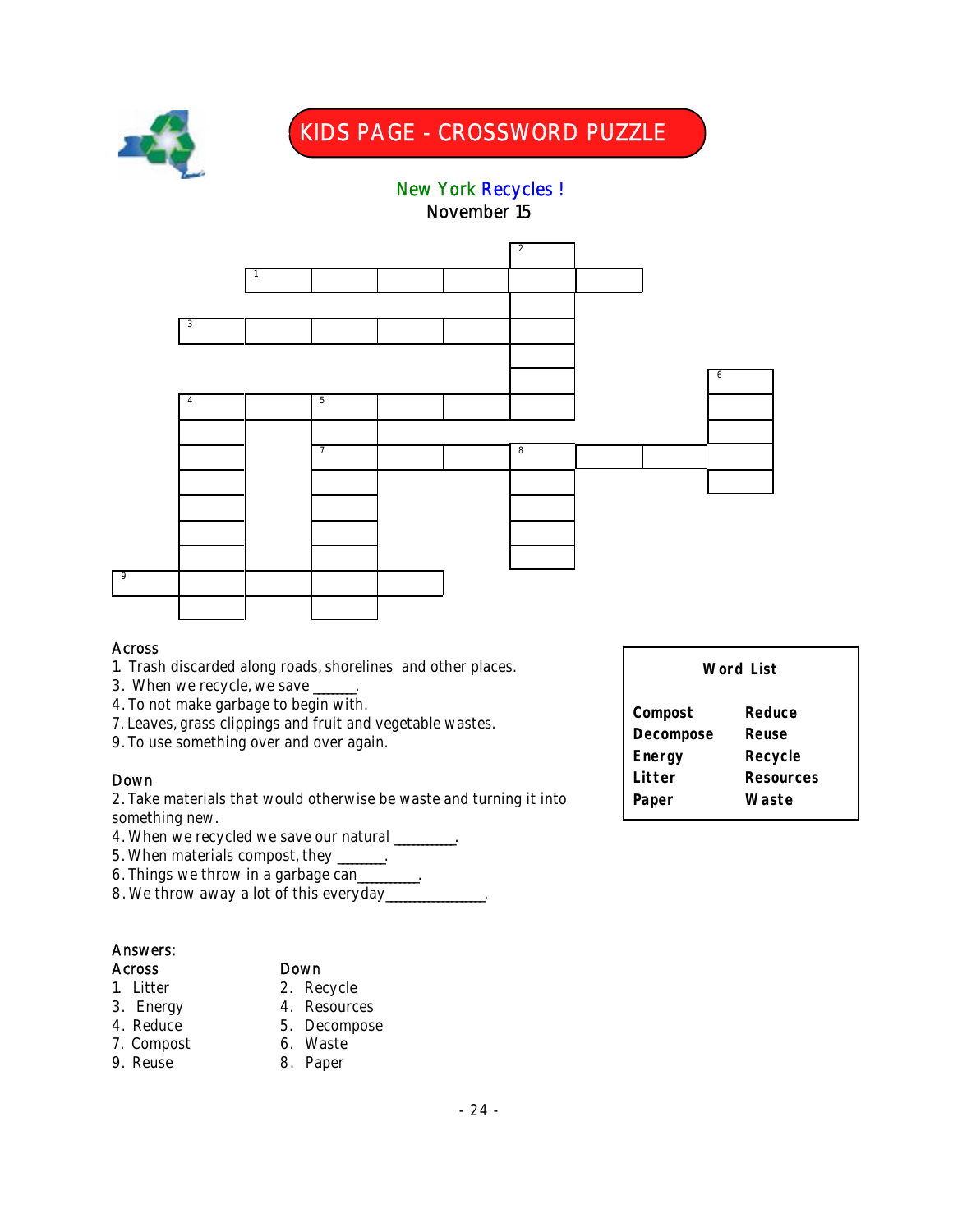# KIDS PAGE - CROSSWORD PUZZLE

New York Recycles !
November 15

Across
1. Trash discarded along roads, shorelines and other places.
3. When we recycle, we save ______.
4. To not make garbage to begin with.
7. Leaves, grass clippings and fruit and vegetable wastes.
9. To use something over and over again.

Down
2. Take materials that would otherwise be waste and turning it into something new.
4. When we recycled we save our natural _________.
5. When materials compost, they _______.
6. Things we throw in a garbage can_________.
8. We throw away a lot of this everyday_______________.

**Word List**

| | |
|---|---|
| **Compost** | **Reduce** |
| **Decompose** | **Reuse** |
| **Energy** | **Recycle** |
| **Litter** | **Resources** |
| **Paper** | **Waste** |

Answers:

| Across | Down |
|---|---|
| 1. Litter | 2. Recycle |
| 3. Energy | 4. Resources |
| 4. Reduce | 5. Decompose |
| 7. Compost | 6. Waste |
| 9. Reuse | 8. Paper |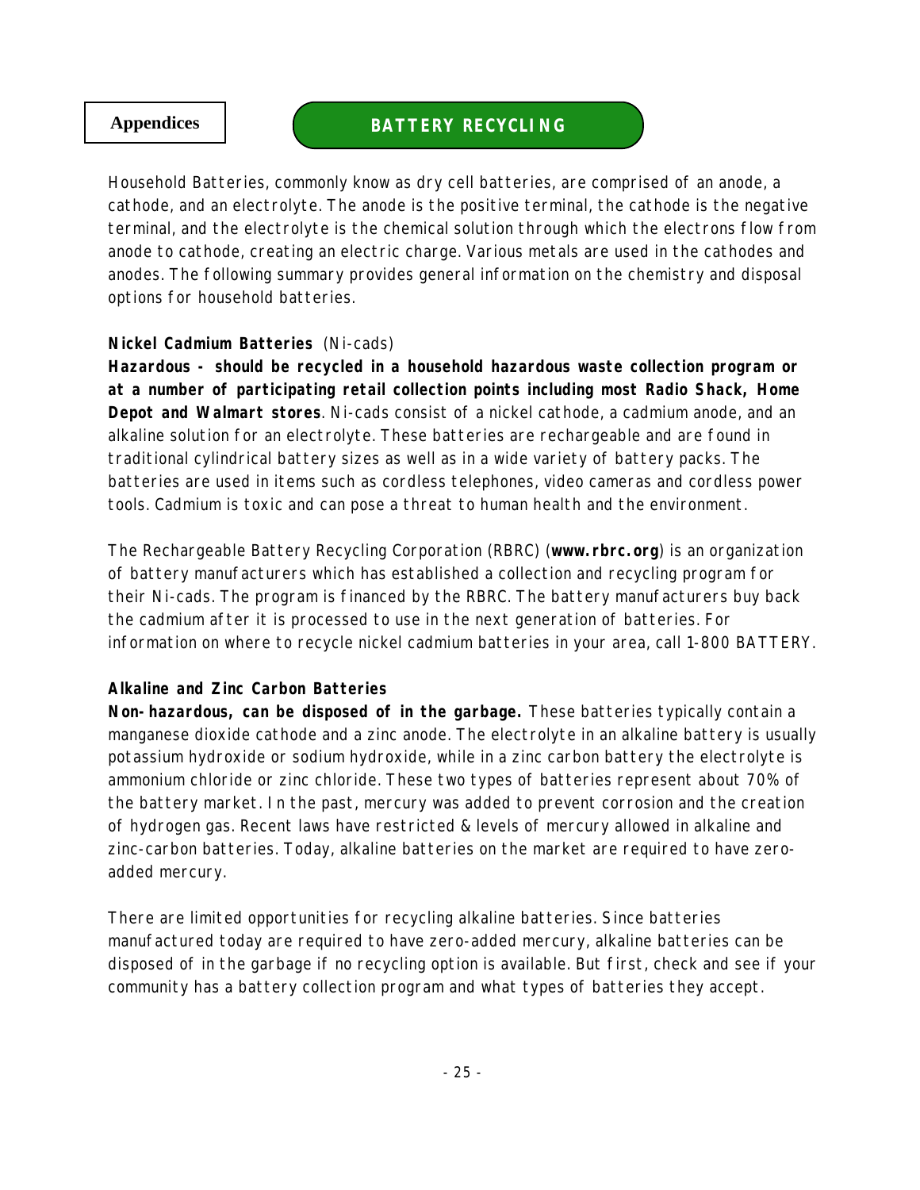**Appendices**

## BATTERY RECYCLING

Household Batteries, commonly know as dry cell batteries, are comprised of an anode, a cathode, and an electrolyte. The anode is the positive terminal, the cathode is the negative terminal, and the electrolyte is the chemical solution through which the electrons flow from anode to cathode, creating an electric charge. Various metals are used in the cathodes and anodes. The following summary provides general information on the chemistry and disposal options for household batteries.

**Nickel Cadmium Batteries** (Ni-cads)
**Hazardous - should be recycled in a household hazardous waste collection program or at a number of participating retail collection points including most Radio Shack, Home Depot and Walmart stores**. Ni-cads consist of a nickel cathode, a cadmium anode, and an alkaline solution for an electrolyte. These batteries are rechargeable and are found in traditional cylindrical battery sizes as well as in a wide variety of battery packs. The batteries are used in items such as cordless telephones, video cameras and cordless power tools. Cadmium is toxic and can pose a threat to human health and the environment.

The Rechargeable Battery Recycling Corporation (RBRC) (**www.rbrc.org**) is an organization of battery manufacturers which has established a collection and recycling program for their Ni-cads. The program is financed by the RBRC. The battery manufacturers buy back the cadmium after it is processed to use in the next generation of batteries. For information on where to recycle nickel cadmium batteries in your area, call 1-800 BATTERY.

**Alkaline and Zinc Carbon Batteries**
**Non-hazardous, can be disposed of in the garbage.** These batteries typically contain a manganese dioxide cathode and a zinc anode. The electrolyte in an alkaline battery is usually potassium hydroxide or sodium hydroxide, while in a zinc carbon battery the electrolyte is ammonium chloride or zinc chloride. These two types of batteries represent about 70% of the battery market. In the past, mercury was added to prevent corrosion and the creation of hydrogen gas. Recent laws have restricted & levels of mercury allowed in alkaline and zinc-carbon batteries. Today, alkaline batteries on the market are required to have zero-added mercury.

There are limited opportunities for recycling alkaline batteries. Since batteries manufactured today are required to have zero-added mercury, alkaline batteries can be disposed of in the garbage if no recycling option is available. But first, check and see if your community has a battery collection program and what types of batteries they accept.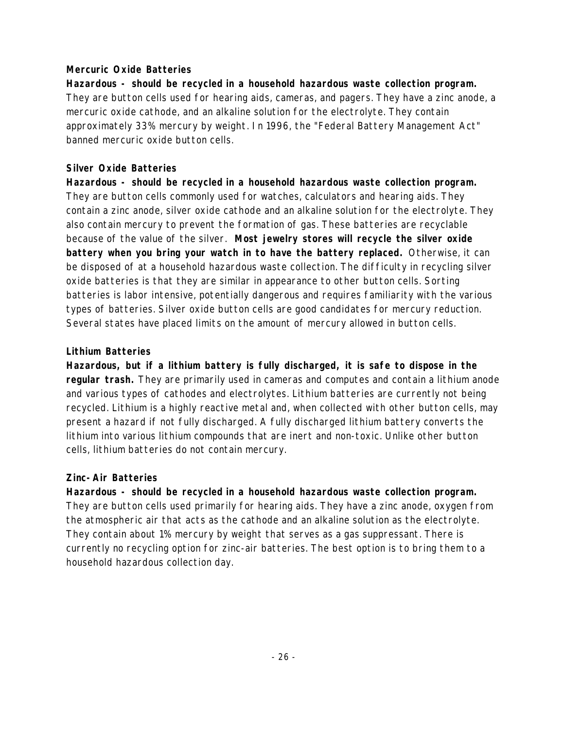**Mercuric Oxide Batteries**

**Hazardous - should be recycled in a household hazardous waste collection program.** They are button cells used for hearing aids, cameras, and pagers. They have a zinc anode, a mercuric oxide cathode, and an alkaline solution for the electrolyte. They contain approximately 33% mercury by weight. In 1996, the "Federal Battery Management Act" banned mercuric oxide button cells.

**Silver Oxide Batteries**

**Hazardous - should be recycled in a household hazardous waste collection program.** They are button cells commonly used for watches, calculators and hearing aids. They contain a zinc anode, silver oxide cathode and an alkaline solution for the electrolyte. They also contain mercury to prevent the formation of gas. These batteries are recyclable because of the value of the silver. **Most jewelry stores will recycle the silver oxide battery when you bring your watch in to have the battery replaced.** Otherwise, it can be disposed of at a household hazardous waste collection. The difficulty in recycling silver oxide batteries is that they are similar in appearance to other button cells. Sorting batteries is labor intensive, potentially dangerous and requires familiarity with the various types of batteries. Silver oxide button cells are good candidates for mercury reduction. Several states have placed limits on the amount of mercury allowed in button cells.

**Lithium Batteries**

**Hazardous, but if a lithium battery is fully discharged, it is safe to dispose in the regular trash.** They are primarily used in cameras and computes and contain a lithium anode and various types of cathodes and electrolytes. Lithium batteries are currently not being recycled. Lithium is a highly reactive metal and, when collected with other button cells, may present a hazard if not fully discharged. A fully discharged lithium battery converts the lithium into various lithium compounds that are inert and non-toxic. Unlike other button cells, lithium batteries do not contain mercury.

**Zinc-Air Batteries**

**Hazardous - should be recycled in a household hazardous waste collection program.** They are button cells used primarily for hearing aids. They have a zinc anode, oxygen from the atmospheric air that acts as the cathode and an alkaline solution as the electrolyte. They contain about 1% mercury by weight that serves as a gas suppressant. There is currently no recycling option for zinc-air batteries. The best option is to bring them to a household hazardous collection day.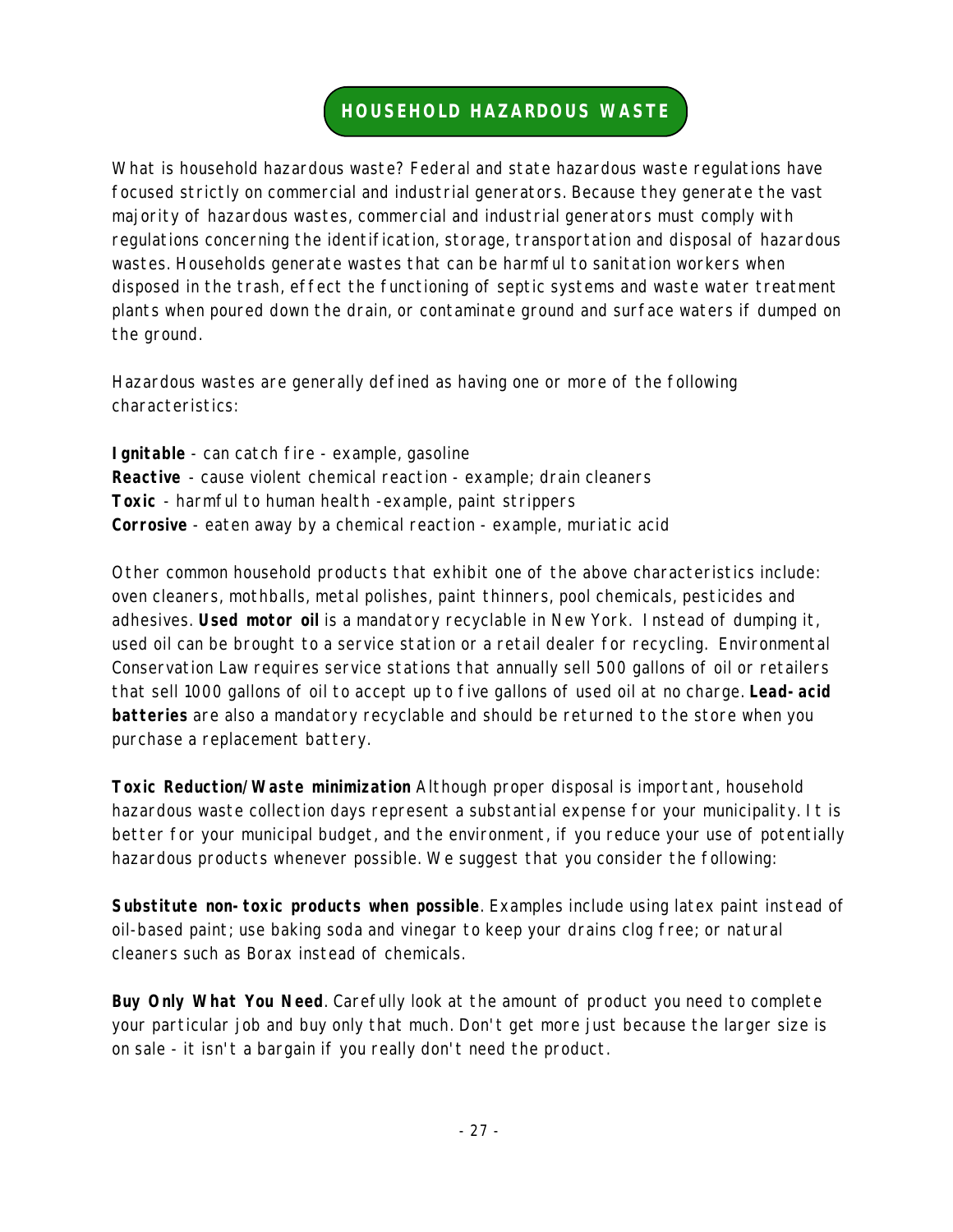## HOUSEHOLD HAZARDOUS WASTE

What is household hazardous waste? Federal and state hazardous waste regulations have focused strictly on commercial and industrial generators. Because they generate the vast majority of hazardous wastes, commercial and industrial generators must comply with regulations concerning the identification, storage, transportation and disposal of hazardous wastes. Households generate wastes that can be harmful to sanitation workers when disposed in the trash, effect the functioning of septic systems and waste water treatment plants when poured down the drain, or contaminate ground and surface waters if dumped on the ground.

Hazardous wastes are generally defined as having one or more of the following characteristics:

**Ignitable** - can catch fire - example, gasoline
**Reactive** - cause violent chemical reaction - example; drain cleaners
**Toxic** - harmful to human health -example, paint strippers
**Corrosive** - eaten away by a chemical reaction - example, muriatic acid

Other common household products that exhibit one of the above characteristics include: oven cleaners, mothballs, metal polishes, paint thinners, pool chemicals, pesticides and adhesives. **Used motor oil** is a mandatory recyclable in New York. Instead of dumping it, used oil can be brought to a service station or a retail dealer for recycling. Environmental Conservation Law requires service stations that annually sell 500 gallons of oil or retailers that sell 1000 gallons of oil to accept up to five gallons of used oil at no charge. **Lead-acid batteries** are also a mandatory recyclable and should be returned to the store when you purchase a replacement battery.

**Toxic Reduction/Waste minimization** Although proper disposal is important, household hazardous waste collection days represent a substantial expense for your municipality. It is better for your municipal budget, and the environment, if you reduce your use of potentially hazardous products whenever possible. We suggest that you consider the following:

**Substitute non-toxic products when possible**. Examples include using latex paint instead of oil-based paint; use baking soda and vinegar to keep your drains clog free; or natural cleaners such as Borax instead of chemicals.

**Buy Only What You Need**. Carefully look at the amount of product you need to complete your particular job and buy only that much. Don't get more just because the larger size is on sale - it isn't a bargain if you really don't need the product.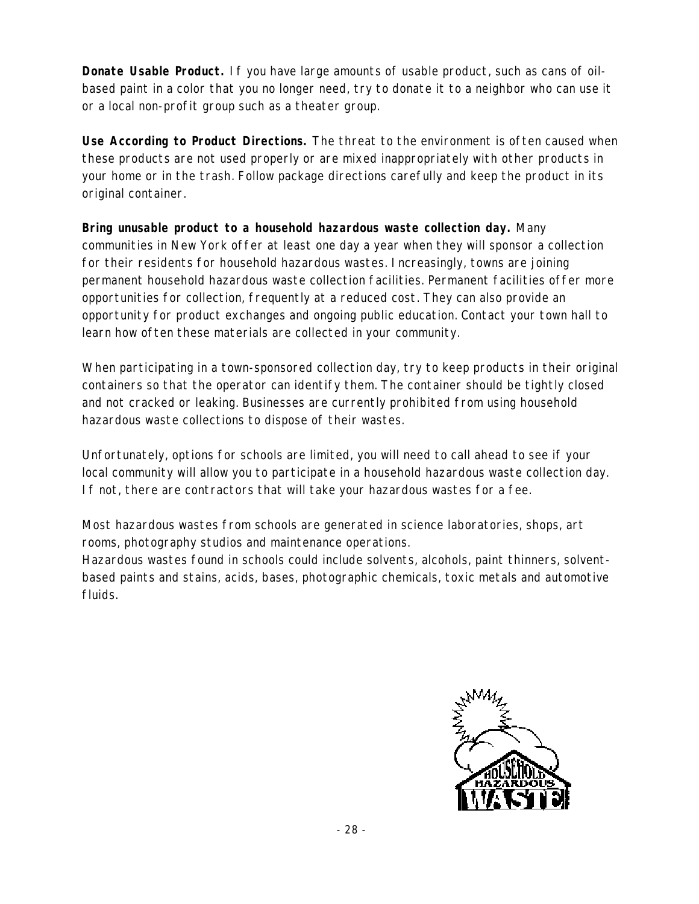**Donate Usable Product.** If you have large amounts of usable product, such as cans of oil-based paint in a color that you no longer need, try to donate it to a neighbor who can use it or a local non-profit group such as a theater group.

**Use According to Product Directions.** The threat to the environment is often caused when these products are not used properly or are mixed inappropriately with other products in your home or in the trash. Follow package directions carefully and keep the product in its original container.

**Bring unusable product to a household hazardous waste collection day.** Many communities in New York offer at least one day a year when they will sponsor a collection for their residents for household hazardous wastes. Increasingly, towns are joining permanent household hazardous waste collection facilities. Permanent facilities offer more opportunities for collection, frequently at a reduced cost. They can also provide an opportunity for product exchanges and ongoing public education. Contact your town hall to learn how often these materials are collected in your community.

When participating in a town-sponsored collection day, try to keep products in their original containers so that the operator can identify them. The container should be tightly closed and not cracked or leaking. Businesses are currently prohibited from using household hazardous waste collections to dispose of their wastes.

Unfortunately, options for schools are limited, you will need to call ahead to see if your local community will allow you to participate in a household hazardous waste collection day. If not, there are contractors that will take your hazardous wastes for a fee.

Most hazardous wastes from schools are generated in science laboratories, shops, art rooms, photography studios and maintenance operations.
Hazardous wastes found in schools could include solvents, alcohols, paint thinners, solvent-based paints and stains, acids, bases, photographic chemicals, toxic metals and automotive fluids.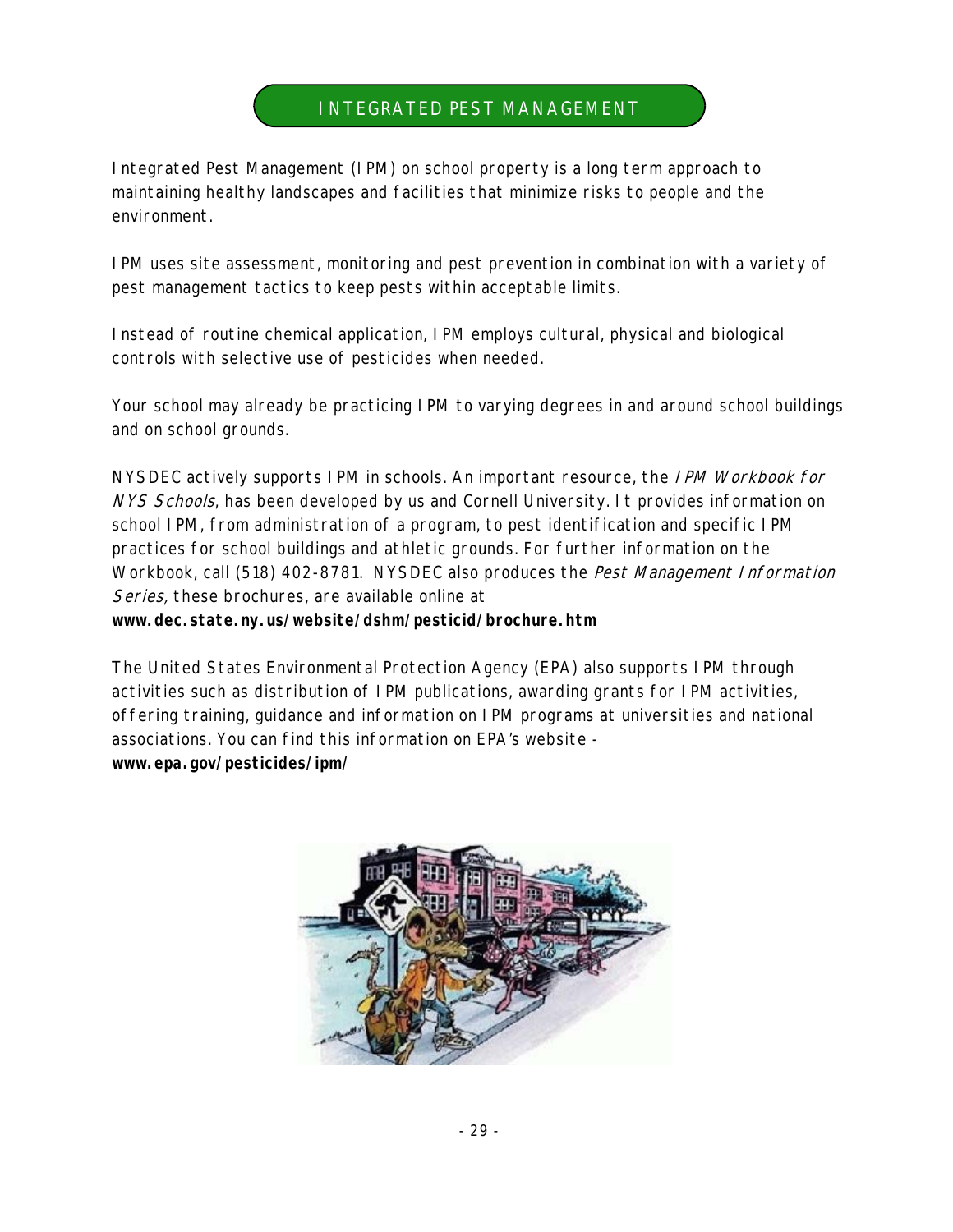# INTEGRATED PEST MANAGEMENT

Integrated Pest Management (IPM) on school property is a long term approach to maintaining healthy landscapes and facilities that minimize risks to people and the environment.

IPM uses site assessment, monitoring and pest prevention in combination with a variety of pest management tactics to keep pests within acceptable limits.

Instead of routine chemical application, IPM employs cultural, physical and biological controls with selective use of pesticides when needed.

Your school may already be practicing IPM to varying degrees in and around school buildings and on school grounds.

NYSDEC actively supports IPM in schools. An important resource, the *IPM Workbook for NYS Schools*, has been developed by us and Cornell University. It provides information on school IPM, from administration of a program, to pest identification and specific IPM practices for school buildings and athletic grounds. For further information on the Workbook, call (518) 402-8781. NYSDEC also produces the *Pest Management Information Series,* these brochures, are available online at
**www.dec.state.ny.us/website/dshm/pesticid/brochure.htm**

The United States Environmental Protection Agency (EPA) also supports IPM through activities such as distribution of IPM publications, awarding grants for IPM activities, offering training, guidance and information on IPM programs at universities and national associations. You can find this information on EPA's website -
**www.epa.gov/pesticides/ipm/**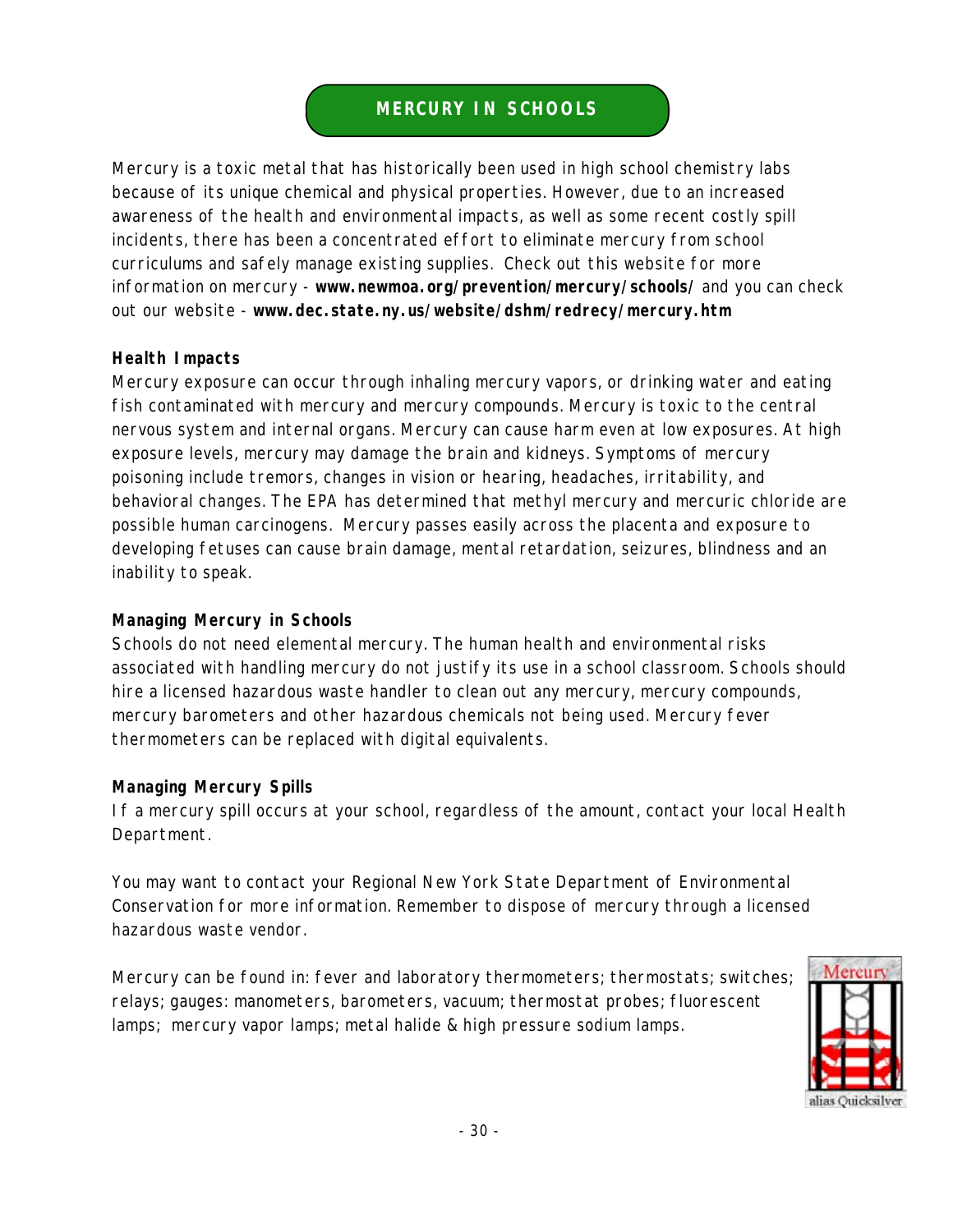# MERCURY IN SCHOOLS

Mercury is a toxic metal that has historically been used in high school chemistry labs because of its unique chemical and physical properties. However, due to an increased awareness of the health and environmental impacts, as well as some recent costly spill incidents, there has been a concentrated effort to eliminate mercury from school curriculums and safely manage existing supplies. Check out this website for more information on mercury - **www.newmoa.org/prevention/mercury/schools/** and you can check out our website - **www.dec.state.ny.us/website/dshm/redrecy/mercury.htm**

## Health Impacts

Mercury exposure can occur through inhaling mercury vapors, or drinking water and eating fish contaminated with mercury and mercury compounds. Mercury is toxic to the central nervous system and internal organs. Mercury can cause harm even at low exposures. At high exposure levels, mercury may damage the brain and kidneys. Symptoms of mercury poisoning include tremors, changes in vision or hearing, headaches, irritability, and behavioral changes. The EPA has determined that methyl mercury and mercuric chloride are possible human carcinogens. Mercury passes easily across the placenta and exposure to developing fetuses can cause brain damage, mental retardation, seizures, blindness and an inability to speak.

## Managing Mercury in Schools

Schools do not need elemental mercury. The human health and environmental risks associated with handling mercury do not justify its use in a school classroom. Schools should hire a licensed hazardous waste handler to clean out any mercury, mercury compounds, mercury barometers and other hazardous chemicals not being used. Mercury fever thermometers can be replaced with digital equivalents.

## Managing Mercury Spills

If a mercury spill occurs at your school, regardless of the amount, contact your local Health Department.

You may want to contact your Regional New York State Department of Environmental Conservation for more information. Remember to dispose of mercury through a licensed hazardous waste vendor.

Mercury can be found in: fever and laboratory thermometers; thermostats; switches; relays; gauges: manometers, barometers, vacuum; thermostat probes; fluorescent lamps; mercury vapor lamps; metal halide & high pressure sodium lamps.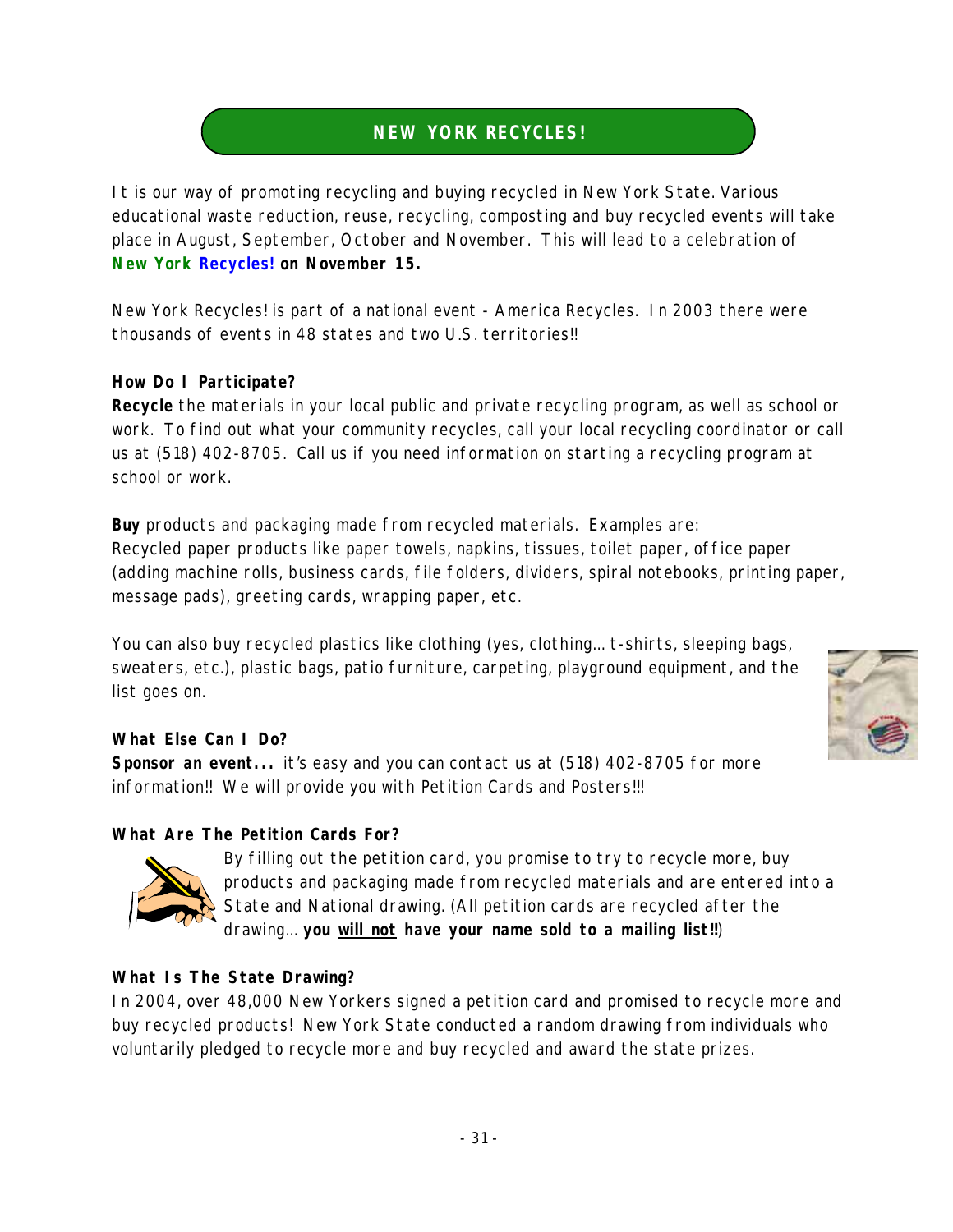## NEW YORK RECYCLES!

It is our way of promoting recycling and buying recycled in New York State. Various educational waste reduction, reuse, recycling, composting and buy recycled events will take place in August, September, October and November. This will lead to a celebration of **New York Recycles! on November 15.**

New York Recycles! is part of a national event - America Recycles. In 2003 there were thousands of events in 48 states and two U.S. territories!!

**How Do I Participate?**

**Recycle** the materials in your local public and private recycling program, as well as school or work. To find out what your community recycles, call your local recycling coordinator or call us at (518) 402-8705. Call us if you need information on starting a recycling program at school or work.

**Buy** products and packaging made from recycled materials. Examples are:
Recycled paper products like paper towels, napkins, tissues, toilet paper, office paper (adding machine rolls, business cards, file folders, dividers, spiral notebooks, printing paper, message pads), greeting cards, wrapping paper, etc.

You can also buy recycled plastics like clothing (yes, clothing… t-shirts, sleeping bags, sweaters, etc.), plastic bags, patio furniture, carpeting, playground equipment, and the list goes on.

**What Else Can I Do?**

**Sponsor an event...** it's easy and you can contact us at (518) 402-8705 for more information!! We will provide you with Petition Cards and Posters!!!

**What Are The Petition Cards For?**

By filling out the petition card, you promise to try to recycle more, buy products and packaging made from recycled materials and are entered into a State and National drawing. (All petition cards are recycled after the drawing… **you will not have your name sold to a mailing list!!**)

**What Is The State Drawing?**

In 2004, over 48,000 New Yorkers signed a petition card and promised to recycle more and buy recycled products! New York State conducted a random drawing from individuals who voluntarily pledged to recycle more and buy recycled and award the state prizes.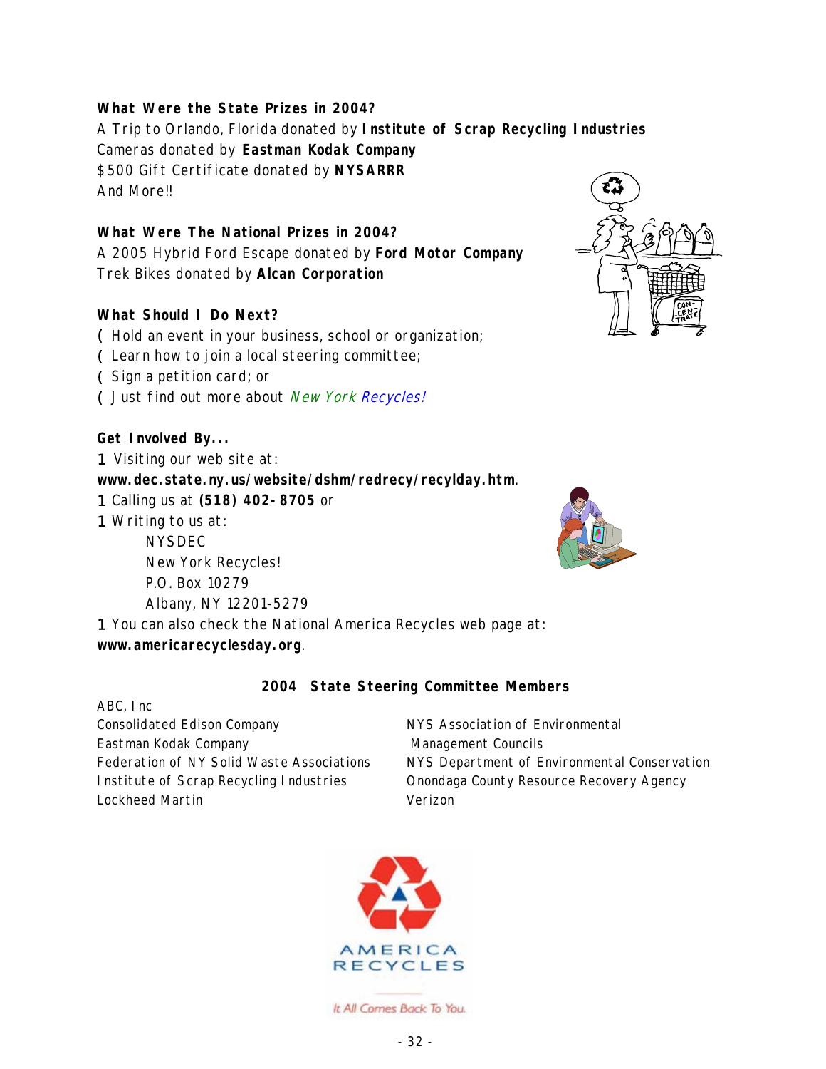**What Were the State Prizes in 2004?**
A Trip to Orlando, Florida donated by **Institute of Scrap Recycling Industries**
Cameras donated by **Eastman Kodak Company**
$500 Gift Certificate donated by **NYSARRR**
And More!!

**What Were The National Prizes in 2004?**
A 2005 Hybrid Ford Escape donated by **Ford Motor Company**
Trek Bikes donated by **Alcan Corporation**

**What Should I Do Next?**

- Hold an event in your business, school or organization;
- Learn how to join a local steering committee;
- Sign a petition card; or
- Just find out more about *New York Recycles!*

**Get Involved By...**

- Visiting our web site at: **www.dec.state.ny.us/website/dshm/redrecy/recylday.htm**.
- Calling us at **(518) 402-8705** or
- Writing to us at:
  NYSDEC
  New York Recycles!
  P.O. Box 10279
  Albany, NY 12201-5279
- You can also check the National America Recycles web page at: **www.americarecyclesday.org**.

**2004 State Steering Committee Members**

ABC, Inc
Consolidated Edison Company
Eastman Kodak Company
Federation of NY Solid Waste Associations
Institute of Scrap Recycling Industries
Lockheed Martin
NYS Association of Environmental Management Councils
NYS Department of Environmental Conservation
Onondaga County Resource Recovery Agency
Verizon

AMERICA RECYCLES

*It All Comes Back To You.*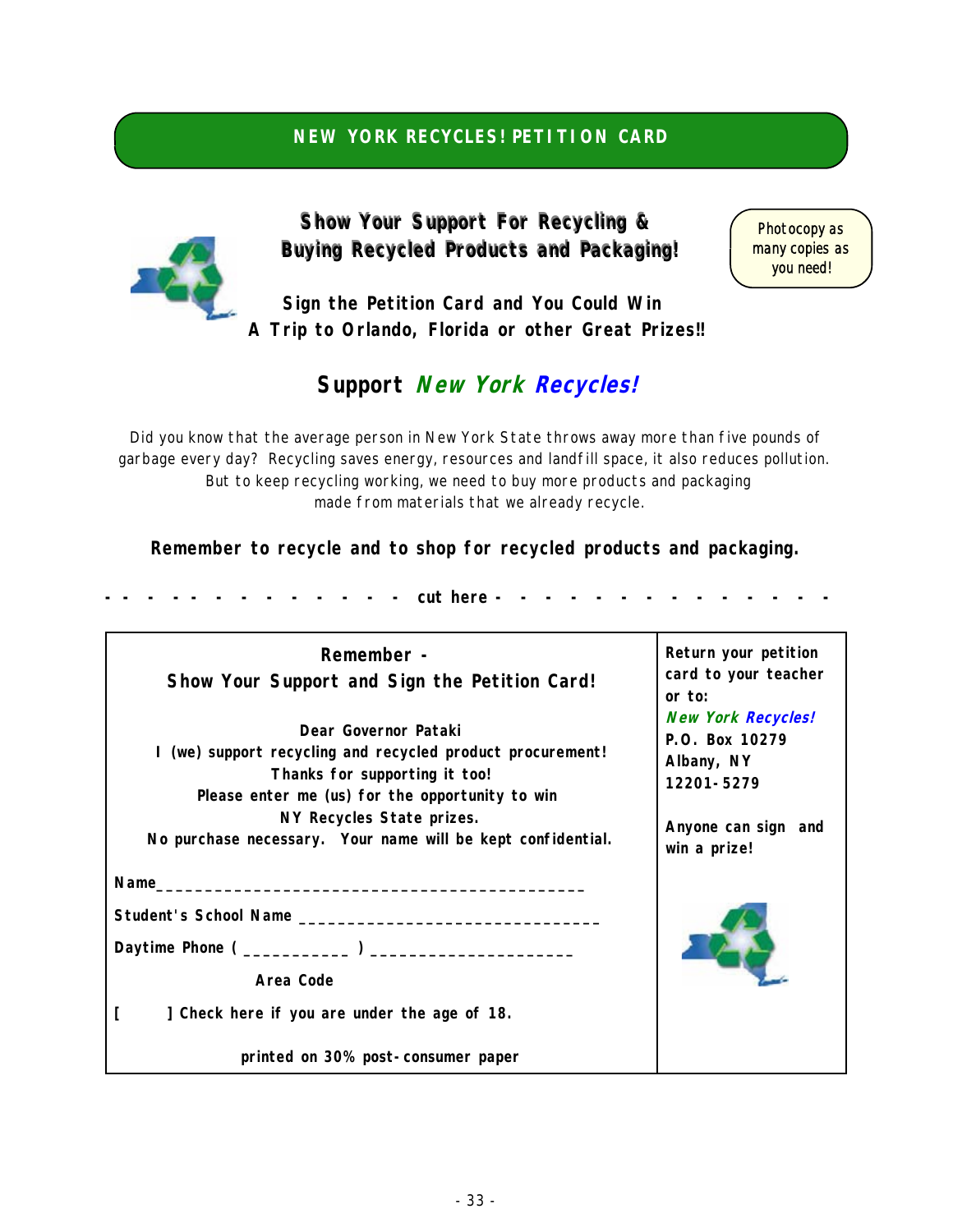# NEW YORK RECYCLES! PETITION CARD

**Show Your Support For Recycling & Buying Recycled Products and Packaging!**

Photocopy as many copies as you need!

**Sign the Petition Card and You Could Win A Trip to Orlando, Florida or other Great Prizes!!**

## Support *New York Recycles!*

Did you know that the average person in New York State throws away more than five pounds of garbage every day? Recycling saves energy, resources and landfill space, it also reduces pollution. But to keep recycling working, we need to buy more products and packaging made from materials that we already recycle.

**Remember to recycle and to shop for recycled products and packaging.**

- - - - - - - - - - - - - - - cut here - - - - - - - - - - - - - - -

**Remember -**
**Show Your Support and Sign the Petition Card!**

**Dear Governor Pataki**
**I (we) support recycling and recycled product procurement!**
**Thanks for supporting it too!**
**Please enter me (us) for the opportunity to win**
**NY Recycles State prizes.**
**No purchase necessary. Your name will be kept confidential.**

**Name**____________________________________________

**Student's School Name** _______________________________

**Daytime Phone** ( ___________ ) _____________________

**Area Code**

[ ] **Check here if you are under the age of 18.**

**printed on 30% post-consumer paper**

**Return your petition card to your teacher or to:**
***New York Recycles!***
**P.O. Box 10279**
**Albany, NY**
**12201-5279**

**Anyone can sign and win a prize!**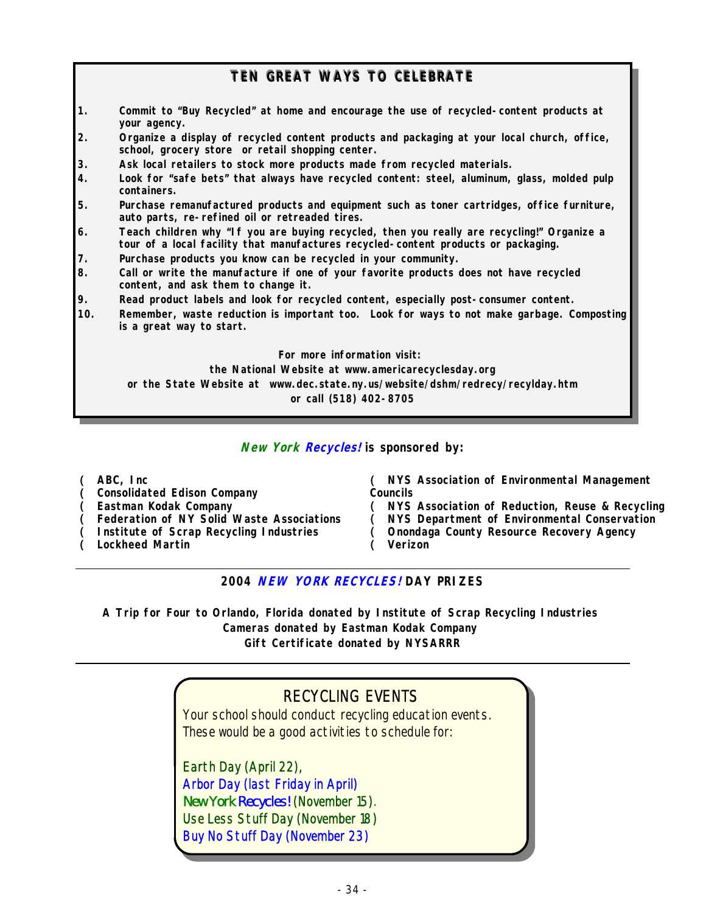## TEN GREAT WAYS TO CELEBRATE

1. Commit to "Buy Recycled" at home and encourage the use of recycled-content products at your agency.
2. Organize a display of recycled content products and packaging at your local church, office, school, grocery store or retail shopping center.
3. Ask local retailers to stock more products made from recycled materials.
4. Look for "safe bets" that always have recycled content: steel, aluminum, glass, molded pulp containers.
5. Purchase remanufactured products and equipment such as toner cartridges, office furniture, auto parts, re-refined oil or retreaded tires.
6. Teach children why "If you are buying recycled, then you really are recycling!" Organize a tour of a local facility that manufactures recycled-content products or packaging.
7. Purchase products you know can be recycled in your community.
8. Call or write the manufacture if one of your favorite products does not have recycled content, and ask them to change it.
9. Read product labels and look for recycled content, especially post-consumer content.
10. Remember, waste reduction is important too. Look for ways to not make garbage. Composting is a great way to start.

For more information visit:
the National Website at www.americarecyclesday.org
or the State Website at www.dec.state.ny.us/website/dshm/redrecy/recylday.htm
or call (518) 402-8705

***New York Recycles!*** **is sponsored by:**

- ABC, Inc
- Consolidated Edison Company
- Eastman Kodak Company
- Federation of NY Solid Waste Associations
- Institute of Scrap Recycling Industries
- Lockheed Martin
- NYS Association of Environmental Management Councils
- NYS Association of Reduction, Reuse & Recycling
- NYS Department of Environmental Conservation
- Onondaga County Resource Recovery Agency
- Verizon

---

**2004 *NEW YORK RECYCLES!* DAY PRIZES**

**A Trip for Four to Orlando, Florida donated by Institute of Scrap Recycling Industries**
**Cameras donated by Eastman Kodak Company**
**Gift Certificate donated by NYSARRR**

---

### RECYCLING EVENTS

Your school should conduct recycling education events. These would be a good activities to schedule for:

Earth Day (April 22),
Arbor Day (last Friday in April)
*New York Recycles!* (November 15).
Use Less Stuff Day (November 18)
Buy No Stuff Day (November 23)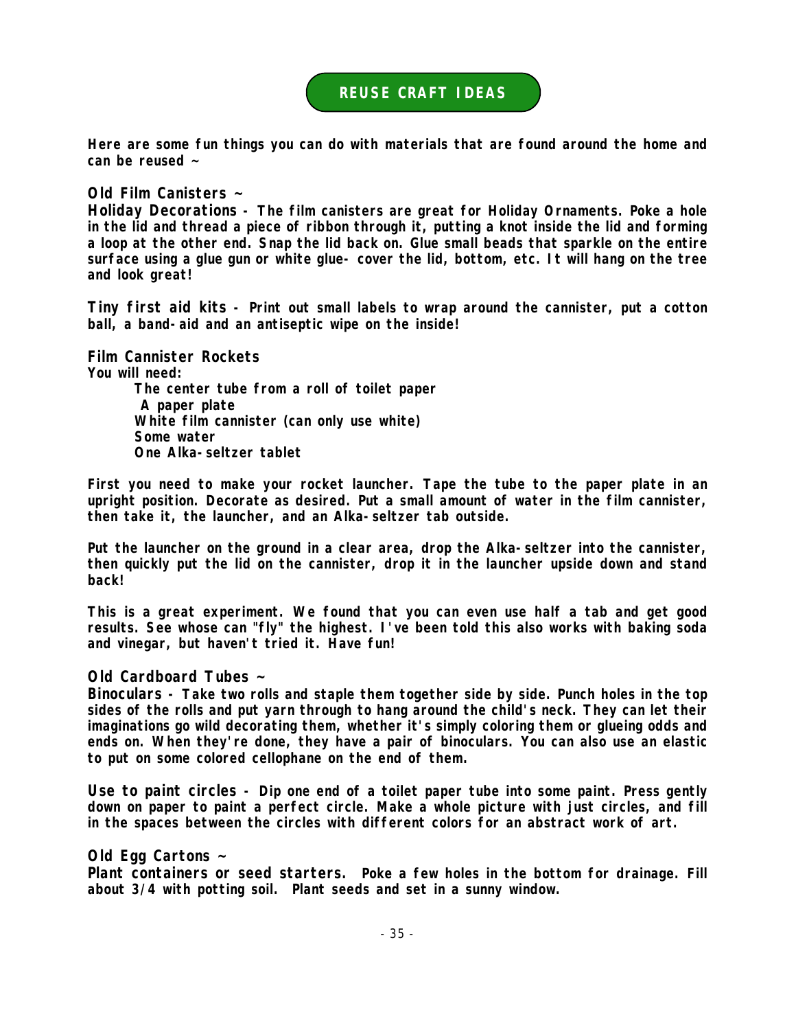# REUSE CRAFT IDEAS

**Here are some fun things you can do with materials that are found around the home and can be reused ~**

## Old Film Canisters ~

**Holiday Decorations -** The film canisters are great for Holiday Ornaments. Poke a hole in the lid and thread a piece of ribbon through it, putting a knot inside the lid and forming a loop at the other end. Snap the lid back on. Glue small beads that sparkle on the entire surface using a glue gun or white glue- cover the lid, bottom, etc. It will hang on the tree and look great!

**Tiny first aid kits -** Print out small labels to wrap around the cannister, put a cotton ball, a band-aid and an antiseptic wipe on the inside!

### Film Cannister Rockets

You will need:

- The center tube from a roll of toilet paper
- A paper plate
- White film cannister (can only use white)
- Some water
- One Alka-seltzer tablet

First you need to make your rocket launcher. Tape the tube to the paper plate in an upright position. Decorate as desired. Put a small amount of water in the film cannister, then take it, the launcher, and an Alka-seltzer tab outside.

Put the launcher on the ground in a clear area, drop the Alka-seltzer into the cannister, then quickly put the lid on the cannister, drop it in the launcher upside down and stand back!

This is a great experiment. We found that you can even use half a tab and get good results. See whose can "fly" the highest. I've been told this also works with baking soda and vinegar, but haven't tried it. Have fun!

## Old Cardboard Tubes ~

**Binoculars -** Take two rolls and staple them together side by side. Punch holes in the top sides of the rolls and put yarn through to hang around the child's neck. They can let their imaginations go wild decorating them, whether it's simply coloring them or glueing odds and ends on. When they're done, they have a pair of binoculars. You can also use an elastic to put on some colored cellophane on the end of them.

**Use to paint circles -** Dip one end of a toilet paper tube into some paint. Press gently down on paper to paint a perfect circle. Make a whole picture with just circles, and fill in the spaces between the circles with different colors for an abstract work of art.

## Old Egg Cartons ~

**Plant containers or seed starters.** Poke a few holes in the bottom for drainage. Fill about 3/4 with potting soil. Plant seeds and set in a sunny window.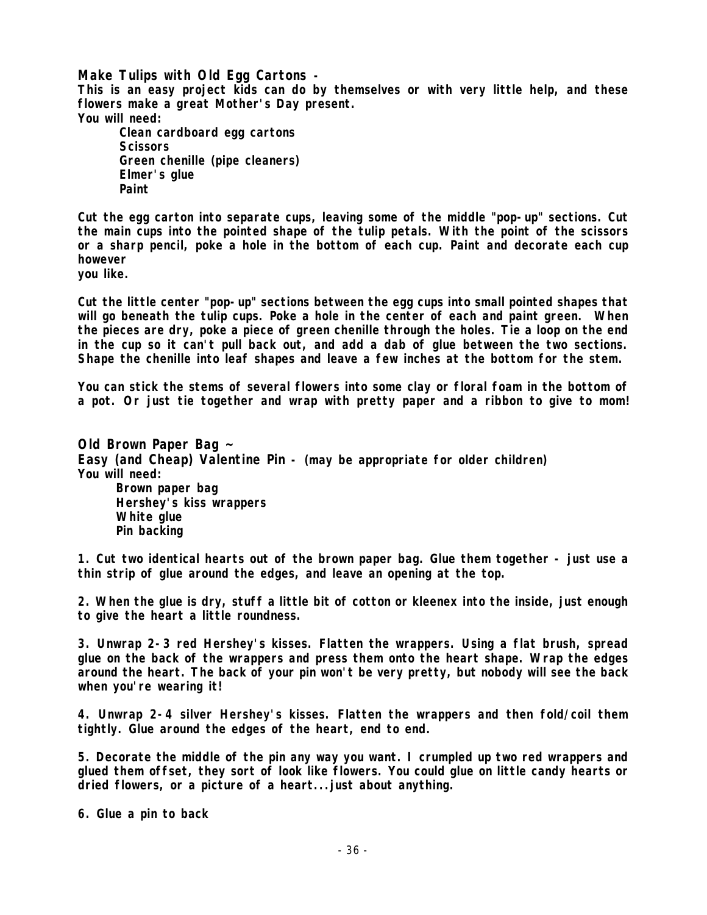**Make Tulips with Old Egg Cartons -**

This is an easy project kids can do by themselves or with very little help, and these flowers make a great Mother's Day present.

You will need:

- Clean cardboard egg cartons
- Scissors
- Green chenille (pipe cleaners)
- Elmer's glue
- Paint

Cut the egg carton into separate cups, leaving some of the middle "pop-up" sections. Cut the main cups into the pointed shape of the tulip petals. With the point of the scissors or a sharp pencil, poke a hole in the bottom of each cup. Paint and decorate each cup however you like.

Cut the little center "pop-up" sections between the egg cups into small pointed shapes that will go beneath the tulip cups. Poke a hole in the center of each and paint green. When the pieces are dry, poke a piece of green chenille through the holes. Tie a loop on the end in the cup so it can't pull back out, and add a dab of glue between the two sections. Shape the chenille into leaf shapes and leave a few inches at the bottom for the stem.

You can stick the stems of several flowers into some clay or floral foam in the bottom of a pot. Or just tie together and wrap with pretty paper and a ribbon to give to mom!

**Old Brown Paper Bag ~**
**Easy (and Cheap) Valentine Pin -** (may be appropriate for older children)

You will need:

- Brown paper bag
- Hershey's kiss wrappers
- White glue
- Pin backing

1. Cut two identical hearts out of the brown paper bag. Glue them together - just use a thin strip of glue around the edges, and leave an opening at the top.

2. When the glue is dry, stuff a little bit of cotton or kleenex into the inside, just enough to give the heart a little roundness.

3. Unwrap 2-3 red Hershey's kisses. Flatten the wrappers. Using a flat brush, spread glue on the back of the wrappers and press them onto the heart shape. Wrap the edges around the heart. The back of your pin won't be very pretty, but nobody will see the back when you're wearing it!

4. Unwrap 2-4 silver Hershey's kisses. Flatten the wrappers and then fold/coil them tightly. Glue around the edges of the heart, end to end.

5. Decorate the middle of the pin any way you want. I crumpled up two red wrappers and glued them offset, they sort of look like flowers. You could glue on little candy hearts or dried flowers, or a picture of a heart...just about anything.

6. Glue a pin to back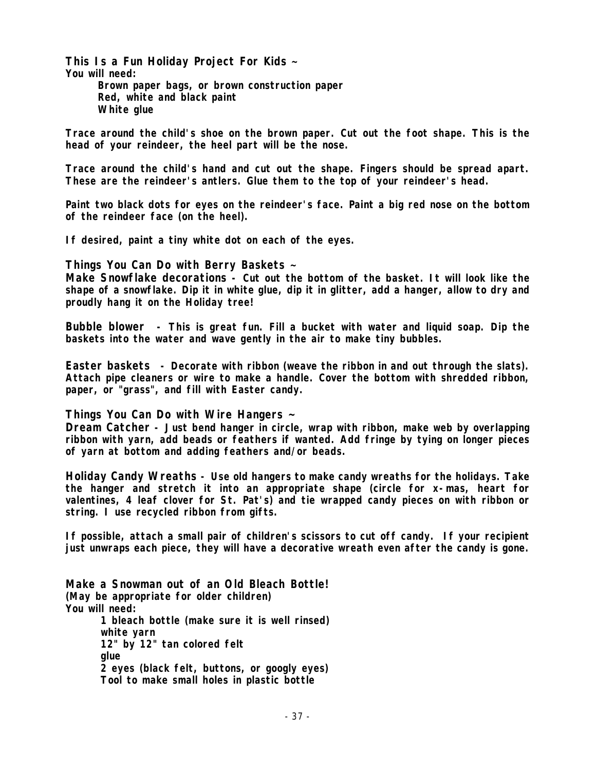## This Is a Fun Holiday Project For Kids ~

**You will need:**

- Brown paper bags, or brown construction paper
- Red, white and black paint
- White glue

Trace around the child's shoe on the brown paper. Cut out the foot shape. This is the head of your reindeer, the heel part will be the nose.

Trace around the child's hand and cut out the shape. Fingers should be spread apart. These are the reindeer's antlers. Glue them to the top of your reindeer's head.

Paint two black dots for eyes on the reindeer's face. Paint a big red nose on the bottom of the reindeer face (on the heel).

If desired, paint a tiny white dot on each of the eyes.

## Things You Can Do with Berry Baskets ~

**Make Snowflake decorations** - Cut out the bottom of the basket. It will look like the shape of a snowflake. Dip it in white glue, dip it in glitter, add a hanger, allow to dry and proudly hang it on the Holiday tree!

**Bubble blower** - This is great fun. Fill a bucket with water and liquid soap. Dip the baskets into the water and wave gently in the air to make tiny bubbles.

**Easter baskets** - Decorate with ribbon (weave the ribbon in and out through the slats). Attach pipe cleaners or wire to make a handle. Cover the bottom with shredded ribbon, paper, or "grass", and fill with Easter candy.

## Things You Can Do with Wire Hangers ~

**Dream Catcher** - Just bend hanger in circle, wrap with ribbon, make web by overlapping ribbon with yarn, add beads or feathers if wanted. Add fringe by tying on longer pieces of yarn at bottom and adding feathers and/or beads.

**Holiday Candy Wreaths** - Use old hangers to make candy wreaths for the holidays. Take the hanger and stretch it into an appropriate shape (circle for x-mas, heart for valentines, 4 leaf clover for St. Pat's) and tie wrapped candy pieces on with ribbon or string. I use recycled ribbon from gifts.

If possible, attach a small pair of children's scissors to cut off candy. If your recipient just unwraps each piece, they will have a decorative wreath even after the candy is gone.

## Make a Snowman out of an Old Bleach Bottle!

(May be appropriate for older children)

**You will need:**

- 1 bleach bottle (make sure it is well rinsed)
- white yarn
- 12" by 12" tan colored felt
- glue
- 2 eyes (black felt, buttons, or googly eyes)
- Tool to make small holes in plastic bottle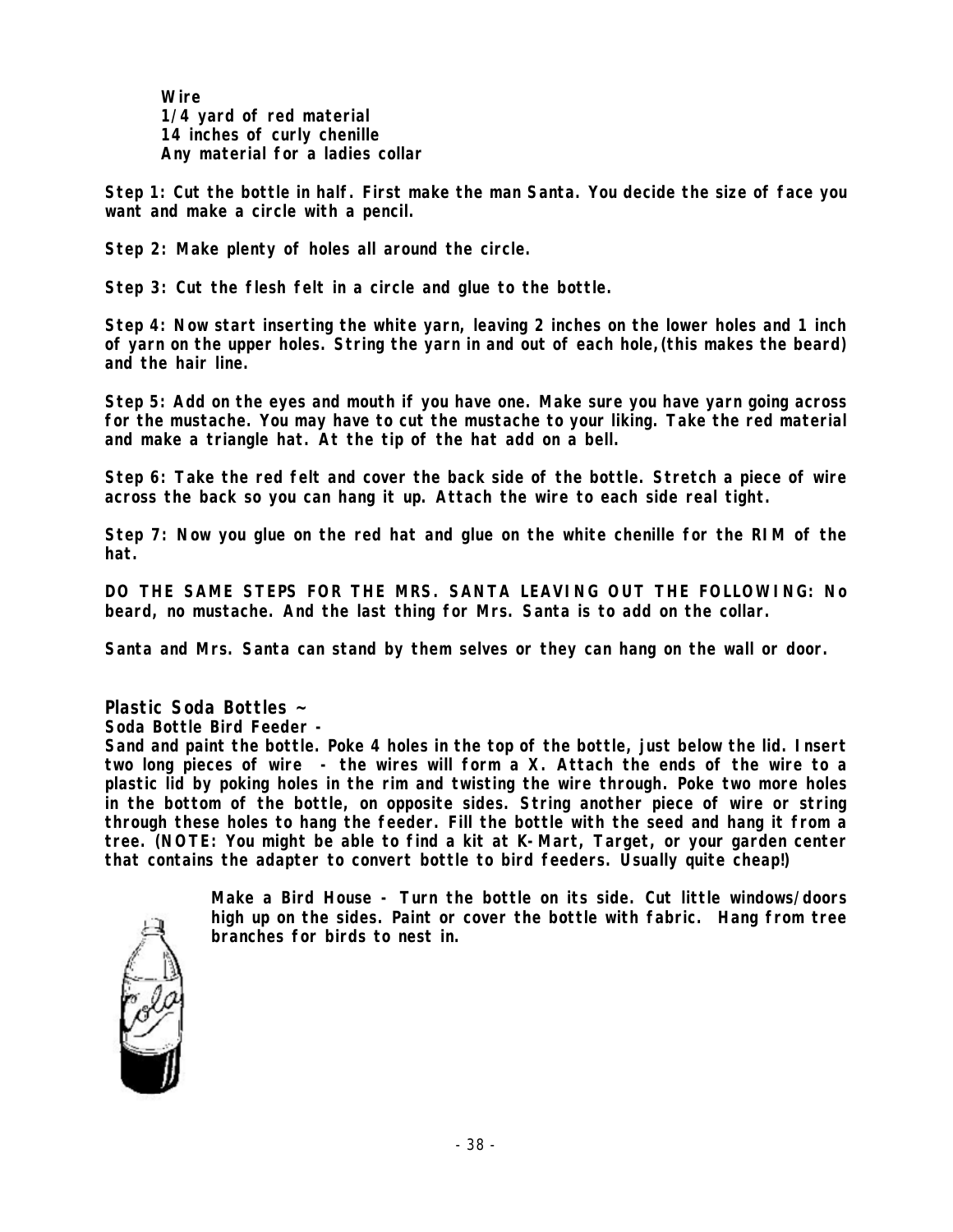**Wire**
**1/4 yard of red material**
**14 inches of curly chenille**
**Any material for a ladies collar**

**Step 1: Cut the bottle in half. First make the man Santa. You decide the size of face you want and make a circle with a pencil.**

**Step 2: Make plenty of holes all around the circle.**

**Step 3: Cut the flesh felt in a circle and glue to the bottle.**

**Step 4: Now start inserting the white yarn, leaving 2 inches on the lower holes and 1 inch of yarn on the upper holes. String the yarn in and out of each hole,(this makes the beard) and the hair line.**

**Step 5: Add on the eyes and mouth if you have one. Make sure you have yarn going across for the mustache. You may have to cut the mustache to your liking. Take the red material and make a triangle hat. At the tip of the hat add on a bell.**

**Step 6: Take the red felt and cover the back side of the bottle. Stretch a piece of wire across the back so you can hang it up. Attach the wire to each side real tight.**

**Step 7: Now you glue on the red hat and glue on the white chenille for the RIM of the hat.**

**DO THE SAME STEPS FOR THE MRS. SANTA LEAVING OUT THE FOLLOWING: No beard, no mustache. And the last thing for Mrs. Santa is to add on the collar.**

**Santa and Mrs. Santa can stand by them selves or they can hang on the wall or door.**

## Plastic Soda Bottles ~

**Soda Bottle Bird Feeder -**
**Sand and paint the bottle. Poke 4 holes in the top of the bottle, just below the lid. Insert two long pieces of wire - the wires will form a X. Attach the ends of the wire to a plastic lid by poking holes in the rim and twisting the wire through. Poke two more holes in the bottom of the bottle, on opposite sides. String another piece of wire or string through these holes to hang the feeder. Fill the bottle with the seed and hang it from a tree. (NOTE: You might be able to find a kit at K-Mart, Target, or your garden center that contains the adapter to convert bottle to bird feeders. Usually quite cheap!)**

**Make a Bird House - Turn the bottle on its side. Cut little windows/doors high up on the sides. Paint or cover the bottle with fabric. Hang from tree branches for birds to nest in.**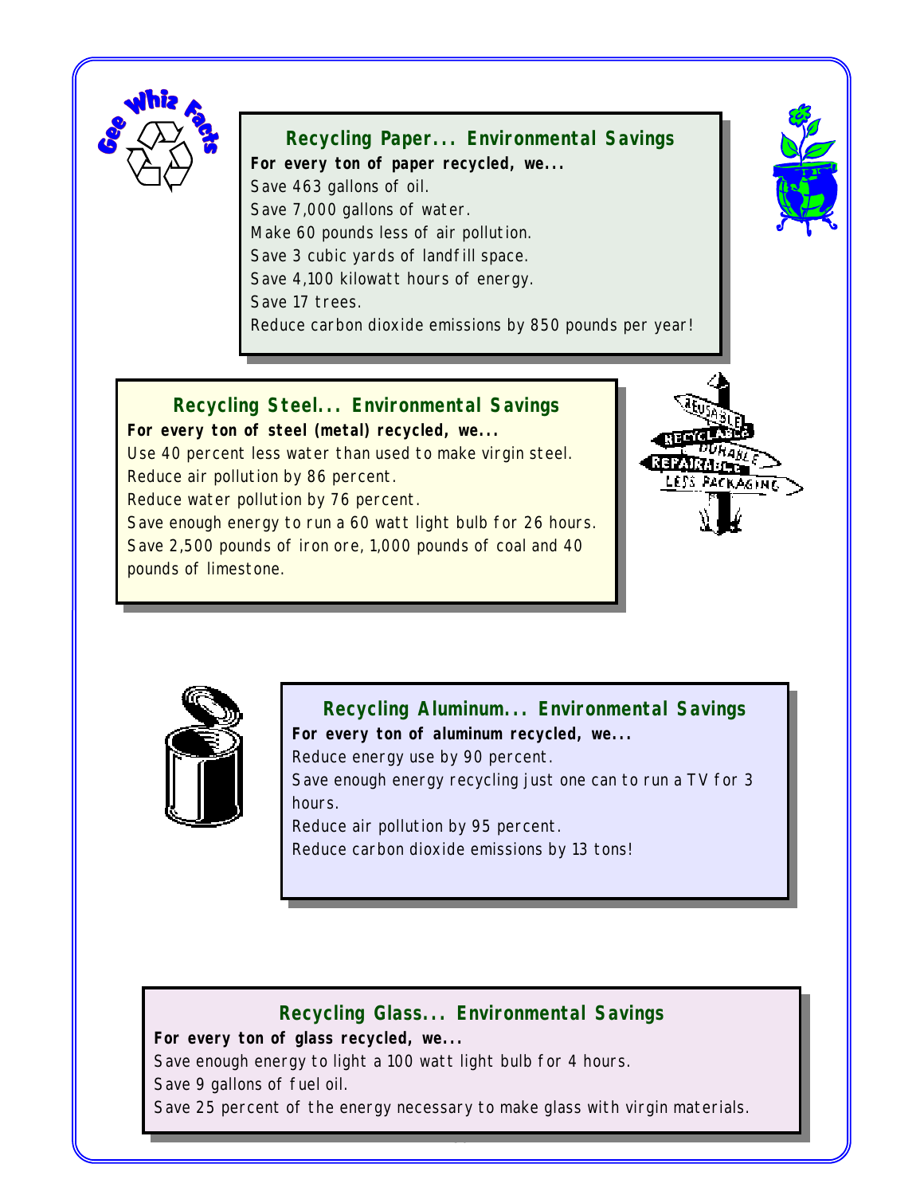## Recycling Paper... Environmental Savings

**For every ton of paper recycled, we...**

Save 463 gallons of oil.
Save 7,000 gallons of water.
Make 60 pounds less of air pollution.
Save 3 cubic yards of landfill space.
Save 4,100 kilowatt hours of energy.
Save 17 trees.
Reduce carbon dioxide emissions by 850 pounds per year!

## Recycling Steel... Environmental Savings

**For every ton of steel (metal) recycled, we...**

Use 40 percent less water than used to make virgin steel.
Reduce air pollution by 86 percent.
Reduce water pollution by 76 percent.
Save enough energy to run a 60 watt light bulb for 26 hours.
Save 2,500 pounds of iron ore, 1,000 pounds of coal and 40 pounds of limestone.

## Recycling Aluminum... Environmental Savings

**For every ton of aluminum recycled, we...**

Reduce energy use by 90 percent.
Save enough energy recycling just one can to run a TV for 3 hours.
Reduce air pollution by 95 percent.
Reduce carbon dioxide emissions by 13 tons!

## Recycling Glass... Environmental Savings

**For every ton of glass recycled, we...**

Save enough energy to light a 100 watt light bulb for 4 hours.
Save 9 gallons of fuel oil.
Save 25 percent of the energy necessary to make glass with virgin materials.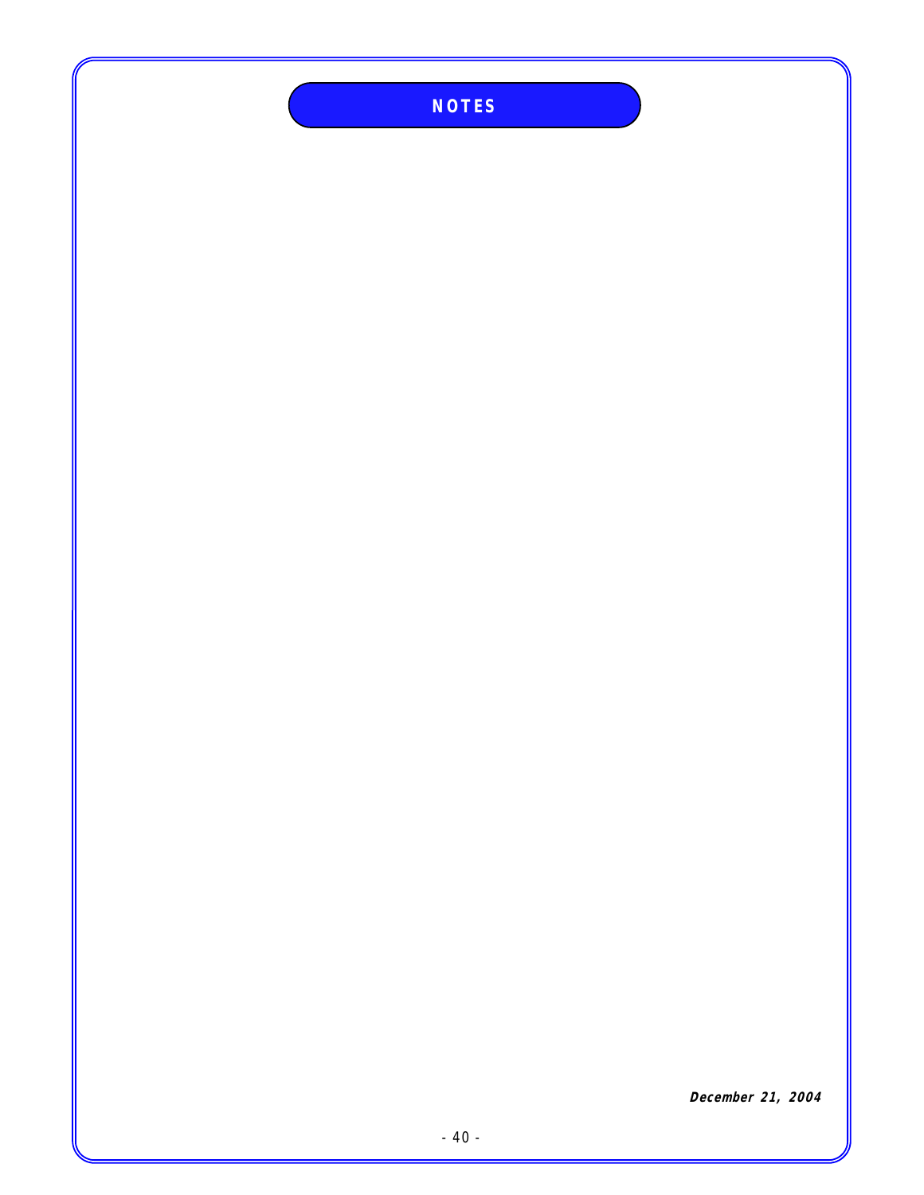# NOTES

December 21, 2004